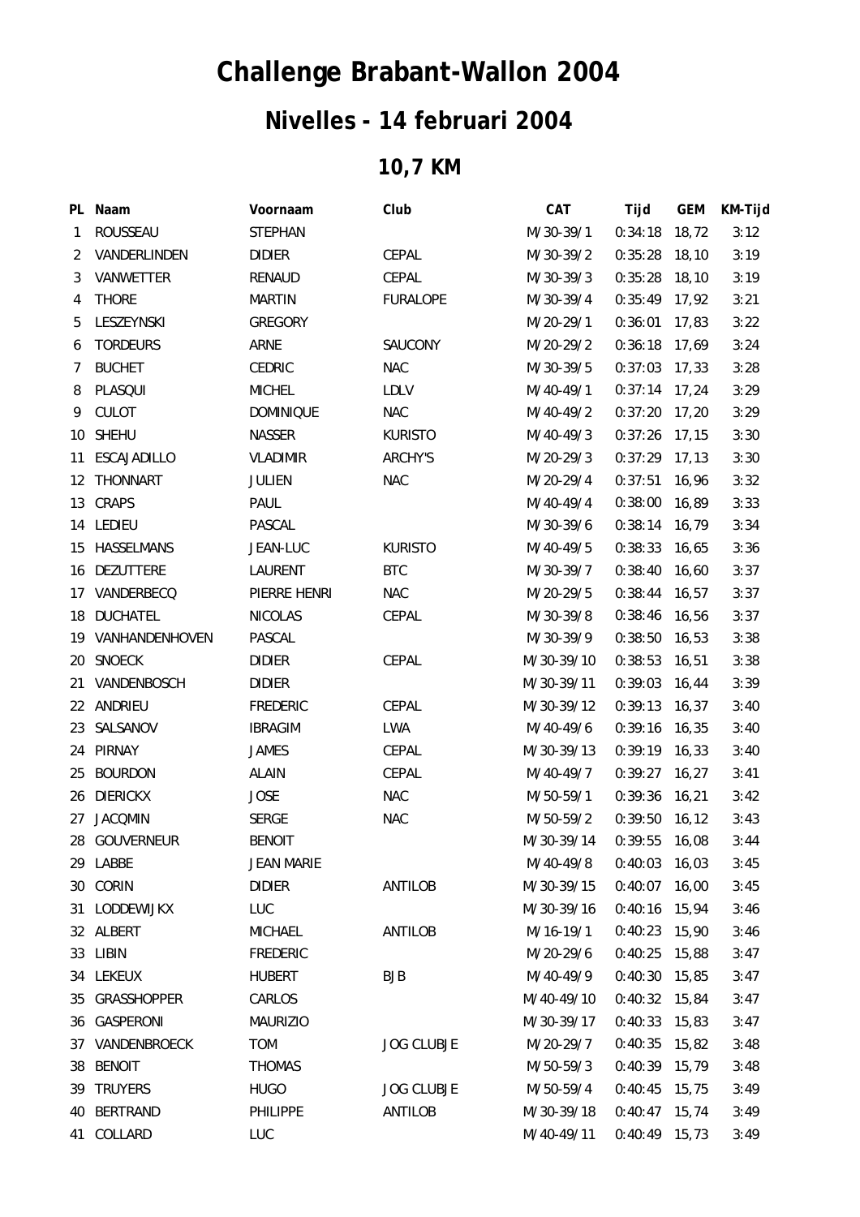# Challenge Brabant-Wallon 2004

## Nivelles - 14 februari 2004

### 10,7 KM

| PL | Naam | Voornaam | Club | CAT | Tijd | GEM | KM-Tijd |
|---|---|---|---|---|---|---|---|
| 1 | ROUSSEAU | STEPHAN | | M/30-39/1 | 0:34:18 | 18,72 | 3:12 |
| 2 | VANDERLINDEN | DIDIER | CEPAL | M/30-39/2 | 0:35:28 | 18,10 | 3:19 |
| 3 | VANWETTER | RENAUD | CEPAL | M/30-39/3 | 0:35:28 | 18,10 | 3:19 |
| 4 | THORE | MARTIN | FURALOPE | M/30-39/4 | 0:35:49 | 17,92 | 3:21 |
| 5 | LESZEYNSKI | GREGORY | | M/20-29/1 | 0:36:01 | 17,83 | 3:22 |
| 6 | TORDEURS | ARNE | SAUCONY | M/20-29/2 | 0:36:18 | 17,69 | 3:24 |
| 7 | BUCHET | CEDRIC | NAC | M/30-39/5 | 0:37:03 | 17,33 | 3:28 |
| 8 | PLASQUI | MICHEL | LDLV | M/40-49/1 | 0:37:14 | 17,24 | 3:29 |
| 9 | CULOT | DOMINIQUE | NAC | M/40-49/2 | 0:37:20 | 17,20 | 3:29 |
| 10 | SHEHU | NASSER | KURISTO | M/40-49/3 | 0:37:26 | 17,15 | 3:30 |
| 11 | ESCAJADILLO | VLADIMIR | ARCHY'S | M/20-29/3 | 0:37:29 | 17,13 | 3:30 |
| 12 | THONNART | JULIEN | NAC | M/20-29/4 | 0:37:51 | 16,96 | 3:32 |
| 13 | CRAPS | PAUL | | M/40-49/4 | 0:38:00 | 16,89 | 3:33 |
| 14 | LEDIEU | PASCAL | | M/30-39/6 | 0:38:14 | 16,79 | 3:34 |
| 15 | HASSELMANS | JEAN-LUC | KURISTO | M/40-49/5 | 0:38:33 | 16,65 | 3:36 |
| 16 | DEZUTTERE | LAURENT | BTC | M/30-39/7 | 0:38:40 | 16,60 | 3:37 |
| 17 | VANDERBECQ | PIERRE HENRI | NAC | M/20-29/5 | 0:38:44 | 16,57 | 3:37 |
| 18 | DUCHATEL | NICOLAS | CEPAL | M/30-39/8 | 0:38:46 | 16,56 | 3:37 |
| 19 | VANHANDENHOVEN | PASCAL | | M/30-39/9 | 0:38:50 | 16,53 | 3:38 |
| 20 | SNOECK | DIDIER | CEPAL | M/30-39/10 | 0:38:53 | 16,51 | 3:38 |
| 21 | VANDENBOSCH | DIDIER | | M/30-39/11 | 0:39:03 | 16,44 | 3:39 |
| 22 | ANDRIEU | FREDERIC | CEPAL | M/30-39/12 | 0:39:13 | 16,37 | 3:40 |
| 23 | SALSANOV | IBRAGIM | LWA | M/40-49/6 | 0:39:16 | 16,35 | 3:40 |
| 24 | PIRNAY | JAMES | CEPAL | M/30-39/13 | 0:39:19 | 16,33 | 3:40 |
| 25 | BOURDON | ALAIN | CEPAL | M/40-49/7 | 0:39:27 | 16,27 | 3:41 |
| 26 | DIERICKX | JOSE | NAC | M/50-59/1 | 0:39:36 | 16,21 | 3:42 |
| 27 | JACQMIN | SERGE | NAC | M/50-59/2 | 0:39:50 | 16,12 | 3:43 |
| 28 | GOUVERNEUR | BENOIT | | M/30-39/14 | 0:39:55 | 16,08 | 3:44 |
| 29 | LABBE | JEAN MARIE | | M/40-49/8 | 0:40:03 | 16,03 | 3:45 |
| 30 | CORIN | DIDIER | ANTILOB | M/30-39/15 | 0:40:07 | 16,00 | 3:45 |
| 31 | LODDEWIJKX | LUC | | M/30-39/16 | 0:40:16 | 15,94 | 3:46 |
| 32 | ALBERT | MICHAEL | ANTILOB | M/16-19/1 | 0:40:23 | 15,90 | 3:46 |
| 33 | LIBIN | FREDERIC | | M/20-29/6 | 0:40:25 | 15,88 | 3:47 |
| 34 | LEKEUX | HUBERT | BJB | M/40-49/9 | 0:40:30 | 15,85 | 3:47 |
| 35 | GRASSHOPPER | CARLOS | | M/40-49/10 | 0:40:32 | 15,84 | 3:47 |
| 36 | GASPERONI | MAURIZIO | | M/30-39/17 | 0:40:33 | 15,83 | 3:47 |
| 37 | VANDENBROECK | TOM | JOG CLUBJE | M/20-29/7 | 0:40:35 | 15,82 | 3:48 |
| 38 | BENOIT | THOMAS | | M/50-59/3 | 0:40:39 | 15,79 | 3:48 |
| 39 | TRUYERS | HUGO | JOG CLUBJE | M/50-59/4 | 0:40:45 | 15,75 | 3:49 |
| 40 | BERTRAND | PHILIPPE | ANTILOB | M/30-39/18 | 0:40:47 | 15,74 | 3:49 |
| 41 | COLLARD | LUC | | M/40-49/11 | 0:40:49 | 15,73 | 3:49 |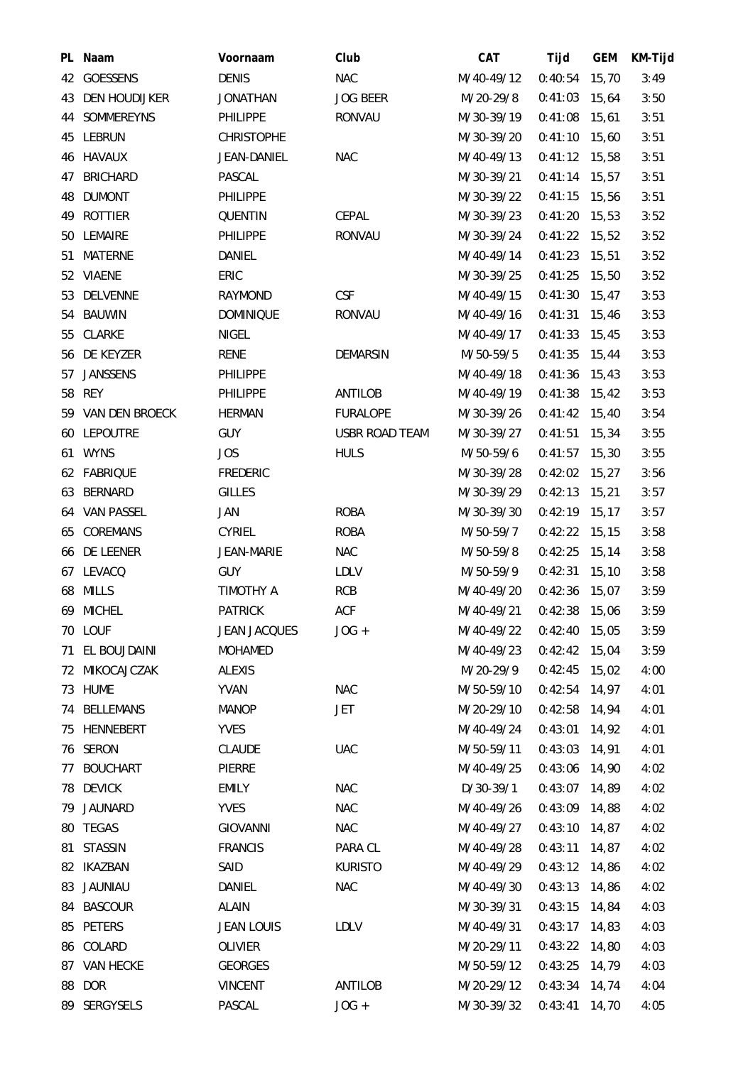| PL | Naam | Voornaam | Club | CAT | Tijd | GEM | KM-Tijd |
|---|---|---|---|---|---|---|---|
| 42 | GOESSENS | DENIS | NAC | M/40-49/12 | 0:40:54 | 15,70 | 3:49 |
| 43 | DEN HOUDIJKER | JONATHAN | JOG BEER | M/20-29/8 | 0:41:03 | 15,64 | 3:50 |
| 44 | SOMMEREYNS | PHILIPPE | RONVAU | M/30-39/19 | 0:41:08 | 15,61 | 3:51 |
| 45 | LEBRUN | CHRISTOPHE | | M/30-39/20 | 0:41:10 | 15,60 | 3:51 |
| 46 | HAVAUX | JEAN-DANIEL | NAC | M/40-49/13 | 0:41:12 | 15,58 | 3:51 |
| 47 | BRICHARD | PASCAL | | M/30-39/21 | 0:41:14 | 15,57 | 3:51 |
| 48 | DUMONT | PHILIPPE | | M/30-39/22 | 0:41:15 | 15,56 | 3:51 |
| 49 | ROTTIER | QUENTIN | CEPAL | M/30-39/23 | 0:41:20 | 15,53 | 3:52 |
| 50 | LEMAIRE | PHILIPPE | RONVAU | M/30-39/24 | 0:41:22 | 15,52 | 3:52 |
| 51 | MATERNE | DANIEL | | M/40-49/14 | 0:41:23 | 15,51 | 3:52 |
| 52 | VIAENE | ERIC | | M/30-39/25 | 0:41:25 | 15,50 | 3:52 |
| 53 | DELVENNE | RAYMOND | CSF | M/40-49/15 | 0:41:30 | 15,47 | 3:53 |
| 54 | BAUWIN | DOMINIQUE | RONVAU | M/40-49/16 | 0:41:31 | 15,46 | 3:53 |
| 55 | CLARKE | NIGEL | | M/40-49/17 | 0:41:33 | 15,45 | 3:53 |
| 56 | DE KEYZER | RENE | DEMARSIN | M/50-59/5 | 0:41:35 | 15,44 | 3:53 |
| 57 | JANSSENS | PHILIPPE | | M/40-49/18 | 0:41:36 | 15,43 | 3:53 |
| 58 | REY | PHILIPPE | ANTILOB | M/40-49/19 | 0:41:38 | 15,42 | 3:53 |
| 59 | VAN DEN BROECK | HERMAN | FURALOPE | M/30-39/26 | 0:41:42 | 15,40 | 3:54 |
| 60 | LEPOUTRE | GUY | USBR ROAD TEAM | M/30-39/27 | 0:41:51 | 15,34 | 3:55 |
| 61 | WYNS | JOS | HULS | M/50-59/6 | 0:41:57 | 15,30 | 3:55 |
| 62 | FABRIQUE | FREDERIC | | M/30-39/28 | 0:42:02 | 15,27 | 3:56 |
| 63 | BERNARD | GILLES | | M/30-39/29 | 0:42:13 | 15,21 | 3:57 |
| 64 | VAN PASSEL | JAN | ROBA | M/30-39/30 | 0:42:19 | 15,17 | 3:57 |
| 65 | COREMANS | CYRIEL | ROBA | M/50-59/7 | 0:42:22 | 15,15 | 3:58 |
| 66 | DE LEENER | JEAN-MARIE | NAC | M/50-59/8 | 0:42:25 | 15,14 | 3:58 |
| 67 | LEVACQ | GUY | LDLV | M/50-59/9 | 0:42:31 | 15,10 | 3:58 |
| 68 | MILLS | TIMOTHY A | RCB | M/40-49/20 | 0:42:36 | 15,07 | 3:59 |
| 69 | MICHEL | PATRICK | ACF | M/40-49/21 | 0:42:38 | 15,06 | 3:59 |
| 70 | LOUF | JEAN JACQUES | JOG + | M/40-49/22 | 0:42:40 | 15,05 | 3:59 |
| 71 | EL BOUJDAINI | MOHAMED | | M/40-49/23 | 0:42:42 | 15,04 | 3:59 |
| 72 | MIKOCAJCZAK | ALEXIS | | M/20-29/9 | 0:42:45 | 15,02 | 4:00 |
| 73 | HUME | YVAN | NAC | M/50-59/10 | 0:42:54 | 14,97 | 4:01 |
| 74 | BELLEMANS | MANOP | JET | M/20-29/10 | 0:42:58 | 14,94 | 4:01 |
| 75 | HENNEBERT | YVES | | M/40-49/24 | 0:43:01 | 14,92 | 4:01 |
| 76 | SERON | CLAUDE | UAC | M/50-59/11 | 0:43:03 | 14,91 | 4:01 |
| 77 | BOUCHART | PIERRE | | M/40-49/25 | 0:43:06 | 14,90 | 4:02 |
| 78 | DEVICK | EMILY | NAC | D/30-39/1 | 0:43:07 | 14,89 | 4:02 |
| 79 | JAUNARD | YVES | NAC | M/40-49/26 | 0:43:09 | 14,88 | 4:02 |
| 80 | TEGAS | GIOVANNI | NAC | M/40-49/27 | 0:43:10 | 14,87 | 4:02 |
| 81 | STASSIN | FRANCIS | PARA CL | M/40-49/28 | 0:43:11 | 14,87 | 4:02 |
| 82 | IKAZBAN | SAID | KURISTO | M/40-49/29 | 0:43:12 | 14,86 | 4:02 |
| 83 | JAUNIAU | DANIEL | NAC | M/40-49/30 | 0:43:13 | 14,86 | 4:02 |
| 84 | BASCOUR | ALAIN | | M/30-39/31 | 0:43:15 | 14,84 | 4:03 |
| 85 | PETERS | JEAN LOUIS | LDLV | M/40-49/31 | 0:43:17 | 14,83 | 4:03 |
| 86 | COLARD | OLIVIER | | M/20-29/11 | 0:43:22 | 14,80 | 4:03 |
| 87 | VAN HECKE | GEORGES | | M/50-59/12 | 0:43:25 | 14,79 | 4:03 |
| 88 | DOR | VINCENT | ANTILOB | M/20-29/12 | 0:43:34 | 14,74 | 4:04 |
| 89 | SERGYSELS | PASCAL | JOG + | M/30-39/32 | 0:43:41 | 14,70 | 4:05 |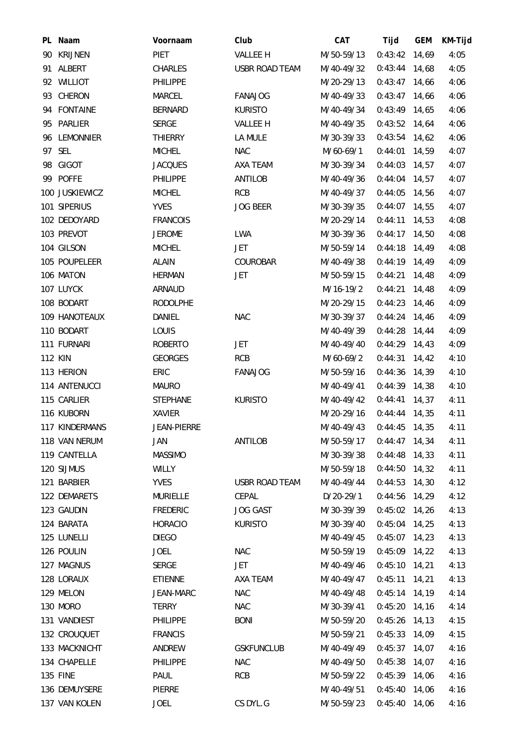| PL | Naam | Voornaam | Club | CAT | Tijd | GEM | KM-Tijd |
|---|---|---|---|---|---|---|---|
| 90 | KRIJNEN | PIET | VALLEE H | M/50-59/13 | 0:43:42 | 14,69 | 4:05 |
| 91 | ALBERT | CHARLES | USBR ROAD TEAM | M/40-49/32 | 0:43:44 | 14,68 | 4:05 |
| 92 | WILLIOT | PHILIPPE | | M/20-29/13 | 0:43:47 | 14,66 | 4:06 |
| 93 | CHERON | MARCEL | FANAJOG | M/40-49/33 | 0:43:47 | 14,66 | 4:06 |
| 94 | FONTAINE | BERNARD | KURISTO | M/40-49/34 | 0:43:49 | 14,65 | 4:06 |
| 95 | PARLIER | SERGE | VALLEE H | M/40-49/35 | 0:43:52 | 14,64 | 4:06 |
| 96 | LEMONNIER | THIERRY | LA MULE | M/30-39/33 | 0:43:54 | 14,62 | 4:06 |
| 97 | SEL | MICHEL | NAC | M/60-69/1 | 0:44:01 | 14,59 | 4:07 |
| 98 | GIGOT | JACQUES | AXA TEAM | M/30-39/34 | 0:44:03 | 14,57 | 4:07 |
| 99 | POFFE | PHILIPPE | ANTILOB | M/40-49/36 | 0:44:04 | 14,57 | 4:07 |
| 100 | JUSKIEWICZ | MICHEL | RCB | M/40-49/37 | 0:44:05 | 14,56 | 4:07 |
| 101 | SIPERIUS | YVES | JOG BEER | M/30-39/35 | 0:44:07 | 14,55 | 4:07 |
| 102 | DEDOYARD | FRANCOIS | | M/20-29/14 | 0:44:11 | 14,53 | 4:08 |
| 103 | PREVOT | JEROME | LWA | M/30-39/36 | 0:44:17 | 14,50 | 4:08 |
| 104 | GILSON | MICHEL | JET | M/50-59/14 | 0:44:18 | 14,49 | 4:08 |
| 105 | POUPELEER | ALAIN | COUROBAR | M/40-49/38 | 0:44:19 | 14,49 | 4:09 |
| 106 | MATON | HERMAN | JET | M/50-59/15 | 0:44:21 | 14,48 | 4:09 |
| 107 | LUYCK | ARNAUD | | M/16-19/2 | 0:44:21 | 14,48 | 4:09 |
| 108 | BODART | RODOLPHE | | M/20-29/15 | 0:44:23 | 14,46 | 4:09 |
| 109 | HANOTEAUX | DANIEL | NAC | M/30-39/37 | 0:44:24 | 14,46 | 4:09 |
| 110 | BODART | LOUIS | | M/40-49/39 | 0:44:28 | 14,44 | 4:09 |
| 111 | FURNARI | ROBERTO | JET | M/40-49/40 | 0:44:29 | 14,43 | 4:09 |
| 112 | KIN | GEORGES | RCB | M/60-69/2 | 0:44:31 | 14,42 | 4:10 |
| 113 | HERION | ERIC | FANAJOG | M/50-59/16 | 0:44:36 | 14,39 | 4:10 |
| 114 | ANTENUCCI | MAURO | | M/40-49/41 | 0:44:39 | 14,38 | 4:10 |
| 115 | CARLIER | STEPHANE | KURISTO | M/40-49/42 | 0:44:41 | 14,37 | 4:11 |
| 116 | KUBORN | XAVIER | | M/20-29/16 | 0:44:44 | 14,35 | 4:11 |
| 117 | KINDERMANS | JEAN-PIERRE | | M/40-49/43 | 0:44:45 | 14,35 | 4:11 |
| 118 | VAN NERUM | JAN | ANTILOB | M/50-59/17 | 0:44:47 | 14,34 | 4:11 |
| 119 | CANTELLA | MASSIMO | | M/30-39/38 | 0:44:48 | 14,33 | 4:11 |
| 120 | SIJMUS | WILLY | | M/50-59/18 | 0:44:50 | 14,32 | 4:11 |
| 121 | BARBIER | YVES | USBR ROAD TEAM | M/40-49/44 | 0:44:53 | 14,30 | 4:12 |
| 122 | DEMARETS | MURIELLE | CEPAL | D/20-29/1 | 0:44:56 | 14,29 | 4:12 |
| 123 | GAUDIN | FREDERIC | JOG GAST | M/30-39/39 | 0:45:02 | 14,26 | 4:13 |
| 124 | BARATA | HORACIO | KURISTO | M/30-39/40 | 0:45:04 | 14,25 | 4:13 |
| 125 | LUNELLI | DIEGO | | M/40-49/45 | 0:45:07 | 14,23 | 4:13 |
| 126 | POULIN | JOEL | NAC | M/50-59/19 | 0:45:09 | 14,22 | 4:13 |
| 127 | MAGNUS | SERGE | JET | M/40-49/46 | 0:45:10 | 14,21 | 4:13 |
| 128 | LORAUX | ETIENNE | AXA TEAM | M/40-49/47 | 0:45:11 | 14,21 | 4:13 |
| 129 | MELON | JEAN-MARC | NAC | M/40-49/48 | 0:45:14 | 14,19 | 4:14 |
| 130 | MORO | TERRY | NAC | M/30-39/41 | 0:45:20 | 14,16 | 4:14 |
| 131 | VANDIEST | PHILIPPE | BONI | M/50-59/20 | 0:45:26 | 14,13 | 4:15 |
| 132 | CROUQUET | FRANCIS | | M/50-59/21 | 0:45:33 | 14,09 | 4:15 |
| 133 | MACKNICHT | ANDREW | GSKFUNCLUB | M/40-49/49 | 0:45:37 | 14,07 | 4:16 |
| 134 | CHAPELLE | PHILIPPE | NAC | M/40-49/50 | 0:45:38 | 14,07 | 4:16 |
| 135 | FINE | PAUL | RCB | M/50-59/22 | 0:45:39 | 14,06 | 4:16 |
| 136 | DEMUYSERE | PIERRE | | M/40-49/51 | 0:45:40 | 14,06 | 4:16 |
| 137 | VAN KOLEN | JOEL | CS DYL. G | M/50-59/23 | 0:45:40 | 14,06 | 4:16 |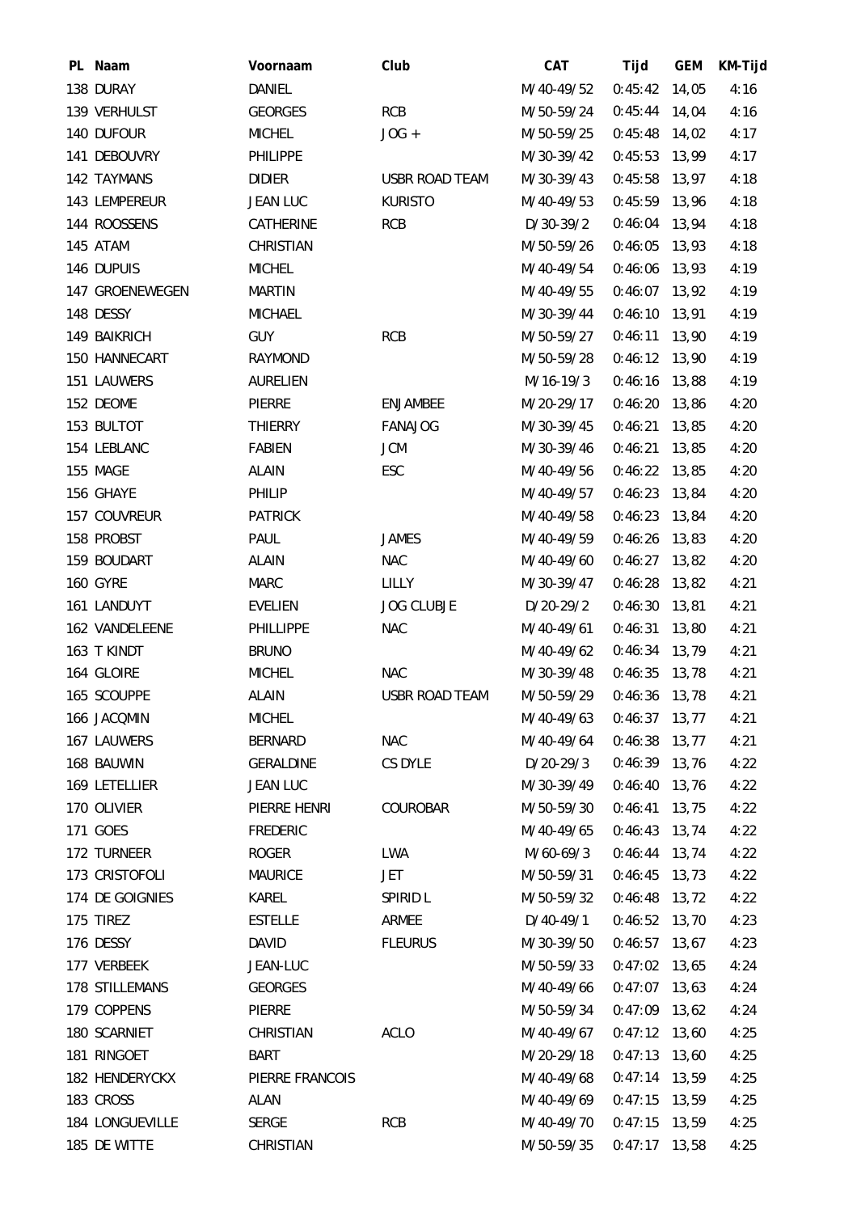| PL | Naam | Voornaam | Club | CAT | Tijd | GEM | KM-Tijd |
|---|---|---|---|---|---|---|---|
| 138 | DURAY | DANIEL | | M/40-49/52 | 0:45:42 | 14,05 | 4:16 |
| 139 | VERHULST | GEORGES | RCB | M/50-59/24 | 0:45:44 | 14,04 | 4:16 |
| 140 | DUFOUR | MICHEL | JOG + | M/50-59/25 | 0:45:48 | 14,02 | 4:17 |
| 141 | DEBOUVRY | PHILIPPE | | M/30-39/42 | 0:45:53 | 13,99 | 4:17 |
| 142 | TAYMANS | DIDIER | USBR ROAD TEAM | M/30-39/43 | 0:45:58 | 13,97 | 4:18 |
| 143 | LEMPEREUR | JEAN LUC | KURISTO | M/40-49/53 | 0:45:59 | 13,96 | 4:18 |
| 144 | ROOSSENS | CATHERINE | RCB | D/30-39/2 | 0:46:04 | 13,94 | 4:18 |
| 145 | ATAM | CHRISTIAN | | M/50-59/26 | 0:46:05 | 13,93 | 4:18 |
| 146 | DUPUIS | MICHEL | | M/40-49/54 | 0:46:06 | 13,93 | 4:19 |
| 147 | GROENEWEGEN | MARTIN | | M/40-49/55 | 0:46:07 | 13,92 | 4:19 |
| 148 | DESSY | MICHAEL | | M/30-39/44 | 0:46:10 | 13,91 | 4:19 |
| 149 | BAIKRICH | GUY | RCB | M/50-59/27 | 0:46:11 | 13,90 | 4:19 |
| 150 | HANNECART | RAYMOND | | M/50-59/28 | 0:46:12 | 13,90 | 4:19 |
| 151 | LAUWERS | AURELIEN | | M/16-19/3 | 0:46:16 | 13,88 | 4:19 |
| 152 | DEOME | PIERRE | ENJAMBEE | M/20-29/17 | 0:46:20 | 13,86 | 4:20 |
| 153 | BULTOT | THIERRY | FANAJOG | M/30-39/45 | 0:46:21 | 13,85 | 4:20 |
| 154 | LEBLANC | FABIEN | JCM | M/30-39/46 | 0:46:21 | 13,85 | 4:20 |
| 155 | MAGE | ALAIN | ESC | M/40-49/56 | 0:46:22 | 13,85 | 4:20 |
| 156 | GHAYE | PHILIP | | M/40-49/57 | 0:46:23 | 13,84 | 4:20 |
| 157 | COUVREUR | PATRICK | | M/40-49/58 | 0:46:23 | 13,84 | 4:20 |
| 158 | PROBST | PAUL | JAMES | M/40-49/59 | 0:46:26 | 13,83 | 4:20 |
| 159 | BOUDART | ALAIN | NAC | M/40-49/60 | 0:46:27 | 13,82 | 4:20 |
| 160 | GYRE | MARC | LILLY | M/30-39/47 | 0:46:28 | 13,82 | 4:21 |
| 161 | LANDUYT | EVELIEN | JOG CLUBJE | D/20-29/2 | 0:46:30 | 13,81 | 4:21 |
| 162 | VANDELEENE | PHILLIPPE | NAC | M/40-49/61 | 0:46:31 | 13,80 | 4:21 |
| 163 | T KINDT | BRUNO | | M/40-49/62 | 0:46:34 | 13,79 | 4:21 |
| 164 | GLOIRE | MICHEL | NAC | M/30-39/48 | 0:46:35 | 13,78 | 4:21 |
| 165 | SCOUPPE | ALAIN | USBR ROAD TEAM | M/50-59/29 | 0:46:36 | 13,78 | 4:21 |
| 166 | JACQMIN | MICHEL | | M/40-49/63 | 0:46:37 | 13,77 | 4:21 |
| 167 | LAUWERS | BERNARD | NAC | M/40-49/64 | 0:46:38 | 13,77 | 4:21 |
| 168 | BAUWIN | GERALDINE | CS DYLE | D/20-29/3 | 0:46:39 | 13,76 | 4:22 |
| 169 | LETELLIER | JEAN LUC | | M/30-39/49 | 0:46:40 | 13,76 | 4:22 |
| 170 | OLIVIER | PIERRE HENRI | COUROBAR | M/50-59/30 | 0:46:41 | 13,75 | 4:22 |
| 171 | GOES | FREDERIC | | M/40-49/65 | 0:46:43 | 13,74 | 4:22 |
| 172 | TURNEER | ROGER | LWA | M/60-69/3 | 0:46:44 | 13,74 | 4:22 |
| 173 | CRISTOFOLI | MAURICE | JET | M/50-59/31 | 0:46:45 | 13,73 | 4:22 |
| 174 | DE GOIGNIES | KAREL | SPIRID L | M/50-59/32 | 0:46:48 | 13,72 | 4:22 |
| 175 | TIREZ | ESTELLE | ARMEE | D/40-49/1 | 0:46:52 | 13,70 | 4:23 |
| 176 | DESSY | DAVID | FLEURUS | M/30-39/50 | 0:46:57 | 13,67 | 4:23 |
| 177 | VERBEEK | JEAN-LUC | | M/50-59/33 | 0:47:02 | 13,65 | 4:24 |
| 178 | STILLEMANS | GEORGES | | M/40-49/66 | 0:47:07 | 13,63 | 4:24 |
| 179 | COPPENS | PIERRE | | M/50-59/34 | 0:47:09 | 13,62 | 4:24 |
| 180 | SCARNIET | CHRISTIAN | ACLO | M/40-49/67 | 0:47:12 | 13,60 | 4:25 |
| 181 | RINGOET | BART | | M/20-29/18 | 0:47:13 | 13,60 | 4:25 |
| 182 | HENDERYCKX | PIERRE FRANCOIS | | M/40-49/68 | 0:47:14 | 13,59 | 4:25 |
| 183 | CROSS | ALAN | | M/40-49/69 | 0:47:15 | 13,59 | 4:25 |
| 184 | LONGUEVILLE | SERGE | RCB | M/40-49/70 | 0:47:15 | 13,59 | 4:25 |
| 185 | DE WITTE | CHRISTIAN | | M/50-59/35 | 0:47:17 | 13,58 | 4:25 |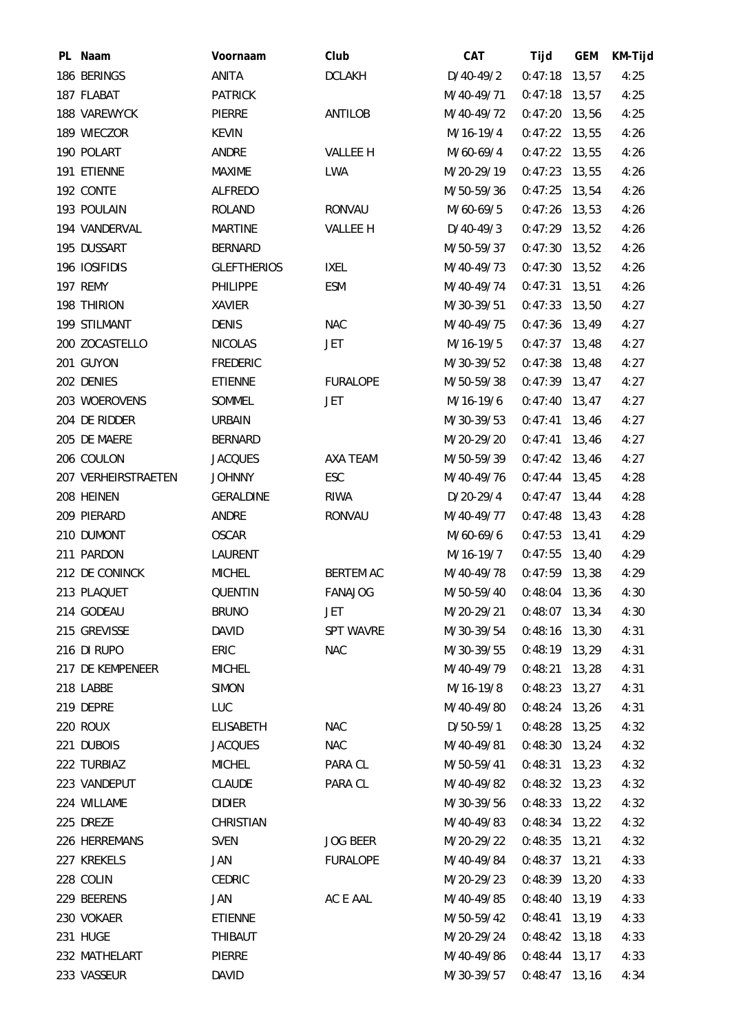| PL | Naam | Voornaam | Club | CAT | Tijd | GEM | KM-Tijd |
|---|---|---|---|---|---|---|---|
| 186 | BERINGS | ANITA | DCLAKH | D/40-49/2 | 0:47:18 | 13,57 | 4:25 |
| 187 | FLABAT | PATRICK | | M/40-49/71 | 0:47:18 | 13,57 | 4:25 |
| 188 | VAREWYCK | PIERRE | ANTILOB | M/40-49/72 | 0:47:20 | 13,56 | 4:25 |
| 189 | WIECZOR | KEVIN | | M/16-19/4 | 0:47:22 | 13,55 | 4:26 |
| 190 | POLART | ANDRE | VALLEE H | M/60-69/4 | 0:47:22 | 13,55 | 4:26 |
| 191 | ETIENNE | MAXIME | LWA | M/20-29/19 | 0:47:23 | 13,55 | 4:26 |
| 192 | CONTE | ALFREDO | | M/50-59/36 | 0:47:25 | 13,54 | 4:26 |
| 193 | POULAIN | ROLAND | RONVAU | M/60-69/5 | 0:47:26 | 13,53 | 4:26 |
| 194 | VANDERVAL | MARTINE | VALLEE H | D/40-49/3 | 0:47:29 | 13,52 | 4:26 |
| 195 | DUSSART | BERNARD | | M/50-59/37 | 0:47:30 | 13,52 | 4:26 |
| 196 | IOSIFIDIS | GLEFTHERIOS | IXEL | M/40-49/73 | 0:47:30 | 13,52 | 4:26 |
| 197 | REMY | PHILIPPE | ESM | M/40-49/74 | 0:47:31 | 13,51 | 4:26 |
| 198 | THIRION | XAVIER | | M/30-39/51 | 0:47:33 | 13,50 | 4:27 |
| 199 | STILMANT | DENIS | NAC | M/40-49/75 | 0:47:36 | 13,49 | 4:27 |
| 200 | ZOCASTELLO | NICOLAS | JET | M/16-19/5 | 0:47:37 | 13,48 | 4:27 |
| 201 | GUYON | FREDERIC | | M/30-39/52 | 0:47:38 | 13,48 | 4:27 |
| 202 | DENIES | ETIENNE | FURALOPE | M/50-59/38 | 0:47:39 | 13,47 | 4:27 |
| 203 | WOEROVENS | SOMMEL | JET | M/16-19/6 | 0:47:40 | 13,47 | 4:27 |
| 204 | DE RIDDER | URBAIN | | M/30-39/53 | 0:47:41 | 13,46 | 4:27 |
| 205 | DE MAERE | BERNARD | | M/20-29/20 | 0:47:41 | 13,46 | 4:27 |
| 206 | COULON | JACQUES | AXA TEAM | M/50-59/39 | 0:47:42 | 13,46 | 4:27 |
| 207 | VERHEIRSTRAETEN | JOHNNY | ESC | M/40-49/76 | 0:47:44 | 13,45 | 4:28 |
| 208 | HEINEN | GERALDINE | RIWA | D/20-29/4 | 0:47:47 | 13,44 | 4:28 |
| 209 | PIERARD | ANDRE | RONVAU | M/40-49/77 | 0:47:48 | 13,43 | 4:28 |
| 210 | DUMONT | OSCAR | | M/60-69/6 | 0:47:53 | 13,41 | 4:29 |
| 211 | PARDON | LAURENT | | M/16-19/7 | 0:47:55 | 13,40 | 4:29 |
| 212 | DE CONINCK | MICHEL | BERTEM AC | M/40-49/78 | 0:47:59 | 13,38 | 4:29 |
| 213 | PLAQUET | QUENTIN | FANAJOG | M/50-59/40 | 0:48:04 | 13,36 | 4:30 |
| 214 | GODEAU | BRUNO | JET | M/20-29/21 | 0:48:07 | 13,34 | 4:30 |
| 215 | GREVISSE | DAVID | SPT WAVRE | M/30-39/54 | 0:48:16 | 13,30 | 4:31 |
| 216 | DI RUPO | ERIC | NAC | M/30-39/55 | 0:48:19 | 13,29 | 4:31 |
| 217 | DE KEMPENEER | MICHEL | | M/40-49/79 | 0:48:21 | 13,28 | 4:31 |
| 218 | LABBE | SIMON | | M/16-19/8 | 0:48:23 | 13,27 | 4:31 |
| 219 | DEPRE | LUC | | M/40-49/80 | 0:48:24 | 13,26 | 4:31 |
| 220 | ROUX | ELISABETH | NAC | D/50-59/1 | 0:48:28 | 13,25 | 4:32 |
| 221 | DUBOIS | JACQUES | NAC | M/40-49/81 | 0:48:30 | 13,24 | 4:32 |
| 222 | TURBIAZ | MICHEL | PARA CL | M/50-59/41 | 0:48:31 | 13,23 | 4:32 |
| 223 | VANDEPUT | CLAUDE | PARA CL | M/40-49/82 | 0:48:32 | 13,23 | 4:32 |
| 224 | WILLAME | DIDIER | | M/30-39/56 | 0:48:33 | 13,22 | 4:32 |
| 225 | DREZE | CHRISTIAN | | M/40-49/83 | 0:48:34 | 13,22 | 4:32 |
| 226 | HERREMANS | SVEN | JOG BEER | M/20-29/22 | 0:48:35 | 13,21 | 4:32 |
| 227 | KREKELS | JAN | FURALOPE | M/40-49/84 | 0:48:37 | 13,21 | 4:33 |
| 228 | COLIN | CEDRIC | | M/20-29/23 | 0:48:39 | 13,20 | 4:33 |
| 229 | BEERENS | JAN | AC E AAL | M/40-49/85 | 0:48:40 | 13,19 | 4:33 |
| 230 | VOKAER | ETIENNE | | M/50-59/42 | 0:48:41 | 13,19 | 4:33 |
| 231 | HUGE | THIBAUT | | M/20-29/24 | 0:48:42 | 13,18 | 4:33 |
| 232 | MATHELART | PIERRE | | M/40-49/86 | 0:48:44 | 13,17 | 4:33 |
| 233 | VASSEUR | DAVID | | M/30-39/57 | 0:48:47 | 13,16 | 4:34 |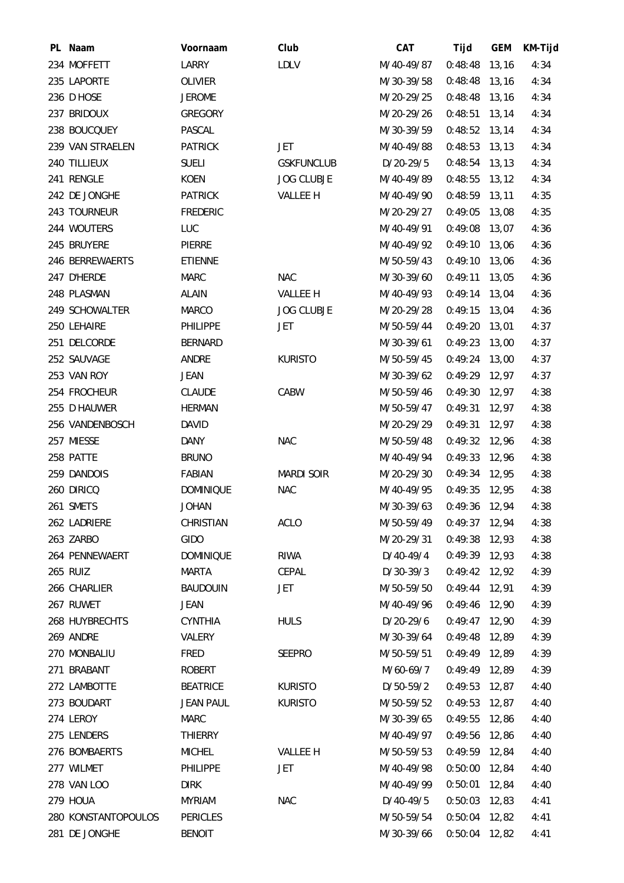| PL | Naam | Voornaam | Club | CAT | Tijd | GEM | KM-Tijd |
|---|---|---|---|---|---|---|---|
| 234 | MOFFETT | LARRY | LDLV | M/40-49/87 | 0:48:48 | 13,16 | 4:34 |
| 235 | LAPORTE | OLIVIER | | M/30-39/58 | 0:48:48 | 13,16 | 4:34 |
| 236 | D HOSE | JEROME | | M/20-29/25 | 0:48:48 | 13,16 | 4:34 |
| 237 | BRIDOUX | GREGORY | | M/20-29/26 | 0:48:51 | 13,14 | 4:34 |
| 238 | BOUCQUEY | PASCAL | | M/30-39/59 | 0:48:52 | 13,14 | 4:34 |
| 239 | VAN STRAELEN | PATRICK | JET | M/40-49/88 | 0:48:53 | 13,13 | 4:34 |
| 240 | TILLIEUX | SUELI | GSKFUNCLUB | D/20-29/5 | 0:48:54 | 13,13 | 4:34 |
| 241 | RENGLE | KOEN | JOG CLUBJE | M/40-49/89 | 0:48:55 | 13,12 | 4:34 |
| 242 | DE JONGHE | PATRICK | VALLEE H | M/40-49/90 | 0:48:59 | 13,11 | 4:35 |
| 243 | TOURNEUR | FREDERIC | | M/20-29/27 | 0:49:05 | 13,08 | 4:35 |
| 244 | WOUTERS | LUC | | M/40-49/91 | 0:49:08 | 13,07 | 4:36 |
| 245 | BRUYERE | PIERRE | | M/40-49/92 | 0:49:10 | 13,06 | 4:36 |
| 246 | BERREWAERTS | ETIENNE | | M/50-59/43 | 0:49:10 | 13,06 | 4:36 |
| 247 | D'HERDE | MARC | NAC | M/30-39/60 | 0:49:11 | 13,05 | 4:36 |
| 248 | PLASMAN | ALAIN | VALLEE H | M/40-49/93 | 0:49:14 | 13,04 | 4:36 |
| 249 | SCHOWALTER | MARCO | JOG CLUBJE | M/20-29/28 | 0:49:15 | 13,04 | 4:36 |
| 250 | LEHAIRE | PHILIPPE | JET | M/50-59/44 | 0:49:20 | 13,01 | 4:37 |
| 251 | DELCORDE | BERNARD | | M/30-39/61 | 0:49:23 | 13,00 | 4:37 |
| 252 | SAUVAGE | ANDRE | KURISTO | M/50-59/45 | 0:49:24 | 13,00 | 4:37 |
| 253 | VAN ROY | JEAN | | M/30-39/62 | 0:49:29 | 12,97 | 4:37 |
| 254 | FROCHEUR | CLAUDE | CABW | M/50-59/46 | 0:49:30 | 12,97 | 4:38 |
| 255 | D HAUWER | HERMAN | | M/50-59/47 | 0:49:31 | 12,97 | 4:38 |
| 256 | VANDENBOSCH | DAVID | | M/20-29/29 | 0:49:31 | 12,97 | 4:38 |
| 257 | MIESSE | DANY | NAC | M/50-59/48 | 0:49:32 | 12,96 | 4:38 |
| 258 | PATTE | BRUNO | | M/40-49/94 | 0:49:33 | 12,96 | 4:38 |
| 259 | DANDOIS | FABIAN | MARDI SOIR | M/20-29/30 | 0:49:34 | 12,95 | 4:38 |
| 260 | DIRICQ | DOMINIQUE | NAC | M/40-49/95 | 0:49:35 | 12,95 | 4:38 |
| 261 | SMETS | JOHAN | | M/30-39/63 | 0:49:36 | 12,94 | 4:38 |
| 262 | LADRIERE | CHRISTIAN | ACLO | M/50-59/49 | 0:49:37 | 12,94 | 4:38 |
| 263 | ZARBO | GIDO | | M/20-29/31 | 0:49:38 | 12,93 | 4:38 |
| 264 | PENNEWAERT | DOMINIQUE | RIWA | D/40-49/4 | 0:49:39 | 12,93 | 4:38 |
| 265 | RUIZ | MARTA | CEPAL | D/30-39/3 | 0:49:42 | 12,92 | 4:39 |
| 266 | CHARLIER | BAUDOUIN | JET | M/50-59/50 | 0:49:44 | 12,91 | 4:39 |
| 267 | RUWET | JEAN | | M/40-49/96 | 0:49:46 | 12,90 | 4:39 |
| 268 | HUYBRECHTS | CYNTHIA | HULS | D/20-29/6 | 0:49:47 | 12,90 | 4:39 |
| 269 | ANDRE | VALERY | | M/30-39/64 | 0:49:48 | 12,89 | 4:39 |
| 270 | MONBALIU | FRED | SEEPRO | M/50-59/51 | 0:49:49 | 12,89 | 4:39 |
| 271 | BRABANT | ROBERT | | M/60-69/7 | 0:49:49 | 12,89 | 4:39 |
| 272 | LAMBOTTE | BEATRICE | KURISTO | D/50-59/2 | 0:49:53 | 12,87 | 4:40 |
| 273 | BOUDART | JEAN PAUL | KURISTO | M/50-59/52 | 0:49:53 | 12,87 | 4:40 |
| 274 | LEROY | MARC | | M/30-39/65 | 0:49:55 | 12,86 | 4:40 |
| 275 | LENDERS | THIERRY | | M/40-49/97 | 0:49:56 | 12,86 | 4:40 |
| 276 | BOMBAERTS | MICHEL | VALLEE H | M/50-59/53 | 0:49:59 | 12,84 | 4:40 |
| 277 | WILMET | PHILIPPE | JET | M/40-49/98 | 0:50:00 | 12,84 | 4:40 |
| 278 | VAN LOO | DIRK | | M/40-49/99 | 0:50:01 | 12,84 | 4:40 |
| 279 | HOUA | MYRIAM | NAC | D/40-49/5 | 0:50:03 | 12,83 | 4:41 |
| 280 | KONSTANTOPOULOS | PERICLES | | M/50-59/54 | 0:50:04 | 12,82 | 4:41 |
| 281 | DE JONGHE | BENOIT | | M/30-39/66 | 0:50:04 | 12,82 | 4:41 |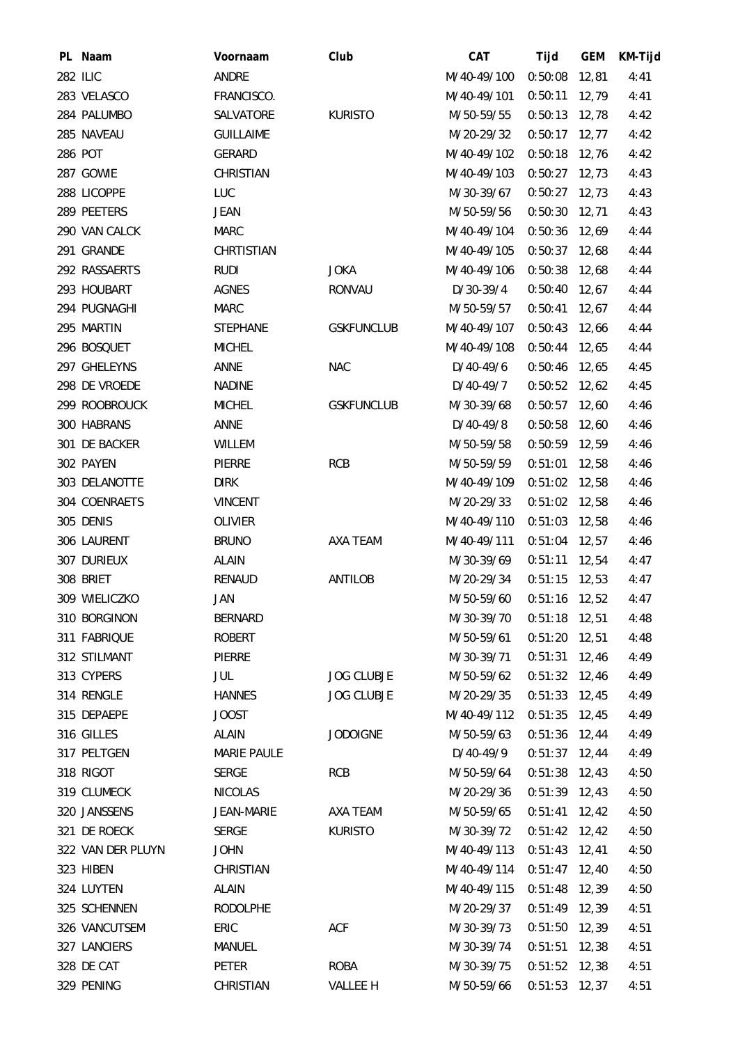| PL | Naam | Voornaam | Club | CAT | Tijd | GEM | KM-Tijd |
|---|---|---|---|---|---|---|---|
| 282 | ILIC | ANDRE | | M/40-49/100 | 0:50:08 | 12,81 | 4:41 |
| 283 | VELASCO | FRANCISCO. | | M/40-49/101 | 0:50:11 | 12,79 | 4:41 |
| 284 | PALUMBO | SALVATORE | KURISTO | M/50-59/55 | 0:50:13 | 12,78 | 4:42 |
| 285 | NAVEAU | GUILLAIME | | M/20-29/32 | 0:50:17 | 12,77 | 4:42 |
| 286 | POT | GERARD | | M/40-49/102 | 0:50:18 | 12,76 | 4:42 |
| 287 | GOWIE | CHRISTIAN | | M/40-49/103 | 0:50:27 | 12,73 | 4:43 |
| 288 | LICOPPE | LUC | | M/30-39/67 | 0:50:27 | 12,73 | 4:43 |
| 289 | PEETERS | JEAN | | M/50-59/56 | 0:50:30 | 12,71 | 4:43 |
| 290 | VAN CALCK | MARC | | M/40-49/104 | 0:50:36 | 12,69 | 4:44 |
| 291 | GRANDE | CHRTISTIAN | | M/40-49/105 | 0:50:37 | 12,68 | 4:44 |
| 292 | RASSAERTS | RUDI | JOKA | M/40-49/106 | 0:50:38 | 12,68 | 4:44 |
| 293 | HOUBART | AGNES | RONVAU | D/30-39/4 | 0:50:40 | 12,67 | 4:44 |
| 294 | PUGNAGHI | MARC | | M/50-59/57 | 0:50:41 | 12,67 | 4:44 |
| 295 | MARTIN | STEPHANE | GSKFUNCLUB | M/40-49/107 | 0:50:43 | 12,66 | 4:44 |
| 296 | BOSQUET | MICHEL | | M/40-49/108 | 0:50:44 | 12,65 | 4:44 |
| 297 | GHELEYNS | ANNE | NAC | D/40-49/6 | 0:50:46 | 12,65 | 4:45 |
| 298 | DE VROEDE | NADINE | | D/40-49/7 | 0:50:52 | 12,62 | 4:45 |
| 299 | ROOBROUCK | MICHEL | GSKFUNCLUB | M/30-39/68 | 0:50:57 | 12,60 | 4:46 |
| 300 | HABRANS | ANNE | | D/40-49/8 | 0:50:58 | 12,60 | 4:46 |
| 301 | DE BACKER | WILLEM | | M/50-59/58 | 0:50:59 | 12,59 | 4:46 |
| 302 | PAYEN | PIERRE | RCB | M/50-59/59 | 0:51:01 | 12,58 | 4:46 |
| 303 | DELANOTTE | DIRK | | M/40-49/109 | 0:51:02 | 12,58 | 4:46 |
| 304 | COENRAETS | VINCENT | | M/20-29/33 | 0:51:02 | 12,58 | 4:46 |
| 305 | DENIS | OLIVIER | | M/40-49/110 | 0:51:03 | 12,58 | 4:46 |
| 306 | LAURENT | BRUNO | AXA TEAM | M/40-49/111 | 0:51:04 | 12,57 | 4:46 |
| 307 | DURIEUX | ALAIN | | M/30-39/69 | 0:51:11 | 12,54 | 4:47 |
| 308 | BRIET | RENAUD | ANTILOB | M/20-29/34 | 0:51:15 | 12,53 | 4:47 |
| 309 | WIELICZKO | JAN | | M/50-59/60 | 0:51:16 | 12,52 | 4:47 |
| 310 | BORGINON | BERNARD | | M/30-39/70 | 0:51:18 | 12,51 | 4:48 |
| 311 | FABRIQUE | ROBERT | | M/50-59/61 | 0:51:20 | 12,51 | 4:48 |
| 312 | STILMANT | PIERRE | | M/30-39/71 | 0:51:31 | 12,46 | 4:49 |
| 313 | CYPERS | JUL | JOG CLUBJE | M/50-59/62 | 0:51:32 | 12,46 | 4:49 |
| 314 | RENGLE | HANNES | JOG CLUBJE | M/20-29/35 | 0:51:33 | 12,45 | 4:49 |
| 315 | DEPAEPE | JOOST | | M/40-49/112 | 0:51:35 | 12,45 | 4:49 |
| 316 | GILLES | ALAIN | JODOIGNE | M/50-59/63 | 0:51:36 | 12,44 | 4:49 |
| 317 | PELTGEN | MARIE PAULE | | D/40-49/9 | 0:51:37 | 12,44 | 4:49 |
| 318 | RIGOT | SERGE | RCB | M/50-59/64 | 0:51:38 | 12,43 | 4:50 |
| 319 | CLUMECK | NICOLAS | | M/20-29/36 | 0:51:39 | 12,43 | 4:50 |
| 320 | JANSSENS | JEAN-MARIE | AXA TEAM | M/50-59/65 | 0:51:41 | 12,42 | 4:50 |
| 321 | DE ROECK | SERGE | KURISTO | M/30-39/72 | 0:51:42 | 12,42 | 4:50 |
| 322 | VAN DER PLUYN | JOHN | | M/40-49/113 | 0:51:43 | 12,41 | 4:50 |
| 323 | HIBEN | CHRISTIAN | | M/40-49/114 | 0:51:47 | 12,40 | 4:50 |
| 324 | LUYTEN | ALAIN | | M/40-49/115 | 0:51:48 | 12,39 | 4:50 |
| 325 | SCHENNEN | RODOLPHE | | M/20-29/37 | 0:51:49 | 12,39 | 4:51 |
| 326 | VANCUTSEM | ERIC | ACF | M/30-39/73 | 0:51:50 | 12,39 | 4:51 |
| 327 | LANCIERS | MANUEL | | M/30-39/74 | 0:51:51 | 12,38 | 4:51 |
| 328 | DE CAT | PETER | ROBA | M/30-39/75 | 0:51:52 | 12,38 | 4:51 |
| 329 | PENING | CHRISTIAN | VALLEE H | M/50-59/66 | 0:51:53 | 12,37 | 4:51 |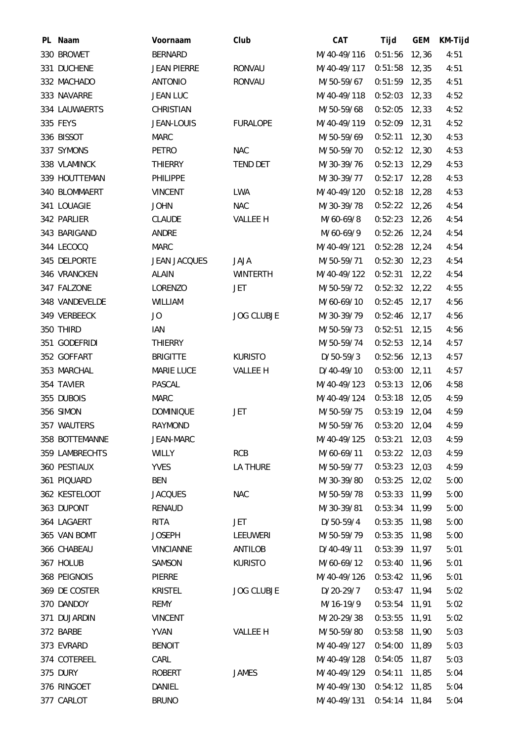| PL | Naam | Voornaam | Club | CAT | Tijd | GEM | KM-Tijd |
|---|---|---|---|---|---|---|---|
| 330 | BROWET | BERNARD | | M/40-49/116 | 0:51:56 | 12,36 | 4:51 |
| 331 | DUCHENE | JEAN PIERRE | RONVAU | M/40-49/117 | 0:51:58 | 12,35 | 4:51 |
| 332 | MACHADO | ANTONIO | RONVAU | M/50-59/67 | 0:51:59 | 12,35 | 4:51 |
| 333 | NAVARRE | JEAN LUC | | M/40-49/118 | 0:52:03 | 12,33 | 4:52 |
| 334 | LAUWAERTS | CHRISTIAN | | M/50-59/68 | 0:52:05 | 12,33 | 4:52 |
| 335 | FEYS | JEAN-LOUIS | FURALOPE | M/40-49/119 | 0:52:09 | 12,31 | 4:52 |
| 336 | BISSOT | MARC | | M/50-59/69 | 0:52:11 | 12,30 | 4:53 |
| 337 | SYMONS | PETRO | NAC | M/50-59/70 | 0:52:12 | 12,30 | 4:53 |
| 338 | VLAMINCK | THIERRY | TEND DET | M/30-39/76 | 0:52:13 | 12,29 | 4:53 |
| 339 | HOUTTEMAN | PHILIPPE | | M/30-39/77 | 0:52:17 | 12,28 | 4:53 |
| 340 | BLOMMAERT | VINCENT | LWA | M/40-49/120 | 0:52:18 | 12,28 | 4:53 |
| 341 | LOUAGIE | JOHN | NAC | M/30-39/78 | 0:52:22 | 12,26 | 4:54 |
| 342 | PARLIER | CLAUDE | VALLEE H | M/60-69/8 | 0:52:23 | 12,26 | 4:54 |
| 343 | BARIGAND | ANDRE | | M/60-69/9 | 0:52:26 | 12,24 | 4:54 |
| 344 | LECOCQ | MARC | | M/40-49/121 | 0:52:28 | 12,24 | 4:54 |
| 345 | DELPORTE | JEAN JACQUES | JAJA | M/50-59/71 | 0:52:30 | 12,23 | 4:54 |
| 346 | VRANCKEN | ALAIN | WINTERTH | M/40-49/122 | 0:52:31 | 12,22 | 4:54 |
| 347 | FALZONE | LORENZO | JET | M/50-59/72 | 0:52:32 | 12,22 | 4:55 |
| 348 | VANDEVELDE | WILLIAM | | M/60-69/10 | 0:52:45 | 12,17 | 4:56 |
| 349 | VERBEECK | JO | JOG CLUBJE | M/30-39/79 | 0:52:46 | 12,17 | 4:56 |
| 350 | THIRD | IAN | | M/50-59/73 | 0:52:51 | 12,15 | 4:56 |
| 351 | GODEFRIDI | THIERRY | | M/50-59/74 | 0:52:53 | 12,14 | 4:57 |
| 352 | GOFFART | BRIGITTE | KURISTO | D/50-59/3 | 0:52:56 | 12,13 | 4:57 |
| 353 | MARCHAL | MARIE LUCE | VALLEE H | D/40-49/10 | 0:53:00 | 12,11 | 4:57 |
| 354 | TAVIER | PASCAL | | M/40-49/123 | 0:53:13 | 12,06 | 4:58 |
| 355 | DUBOIS | MARC | | M/40-49/124 | 0:53:18 | 12,05 | 4:59 |
| 356 | SIMON | DOMINIQUE | JET | M/50-59/75 | 0:53:19 | 12,04 | 4:59 |
| 357 | WAUTERS | RAYMOND | | M/50-59/76 | 0:53:20 | 12,04 | 4:59 |
| 358 | BOTTEMANNE | JEAN-MARC | | M/40-49/125 | 0:53:21 | 12,03 | 4:59 |
| 359 | LAMBRECHTS | WILLY | RCB | M/60-69/11 | 0:53:22 | 12,03 | 4:59 |
| 360 | PESTIAUX | YVES | LA THURE | M/50-59/77 | 0:53:23 | 12,03 | 4:59 |
| 361 | PIQUARD | BEN | | M/30-39/80 | 0:53:25 | 12,02 | 5:00 |
| 362 | KESTELOOT | JACQUES | NAC | M/50-59/78 | 0:53:33 | 11,99 | 5:00 |
| 363 | DUPONT | RENAUD | | M/30-39/81 | 0:53:34 | 11,99 | 5:00 |
| 364 | LAGAERT | RITA | JET | D/50-59/4 | 0:53:35 | 11,98 | 5:00 |
| 365 | VAN BOMT | JOSEPH | LEEUWERI | M/50-59/79 | 0:53:35 | 11,98 | 5:00 |
| 366 | CHABEAU | VINCIANNE | ANTILOB | D/40-49/11 | 0:53:39 | 11,97 | 5:01 |
| 367 | HOLUB | SAMSON | KURISTO | M/60-69/12 | 0:53:40 | 11,96 | 5:01 |
| 368 | PEIGNOIS | PIERRE | | M/40-49/126 | 0:53:42 | 11,96 | 5:01 |
| 369 | DE COSTER | KRISTEL | JOG CLUBJE | D/20-29/7 | 0:53:47 | 11,94 | 5:02 |
| 370 | DANDOY | REMY | | M/16-19/9 | 0:53:54 | 11,91 | 5:02 |
| 371 | DUJARDIN | VINCENT | | M/20-29/38 | 0:53:55 | 11,91 | 5:02 |
| 372 | BARBE | YVAN | VALLEE H | M/50-59/80 | 0:53:58 | 11,90 | 5:03 |
| 373 | EVRARD | BENOIT | | M/40-49/127 | 0:54:00 | 11,89 | 5:03 |
| 374 | COTEREEL | CARL | | M/40-49/128 | 0:54:05 | 11,87 | 5:03 |
| 375 | DURY | ROBERT | JAMES | M/40-49/129 | 0:54:11 | 11,85 | 5:04 |
| 376 | RINGOET | DANIEL | | M/40-49/130 | 0:54:12 | 11,85 | 5:04 |
| 377 | CARLOT | BRUNO | | M/40-49/131 | 0:54:14 | 11,84 | 5:04 |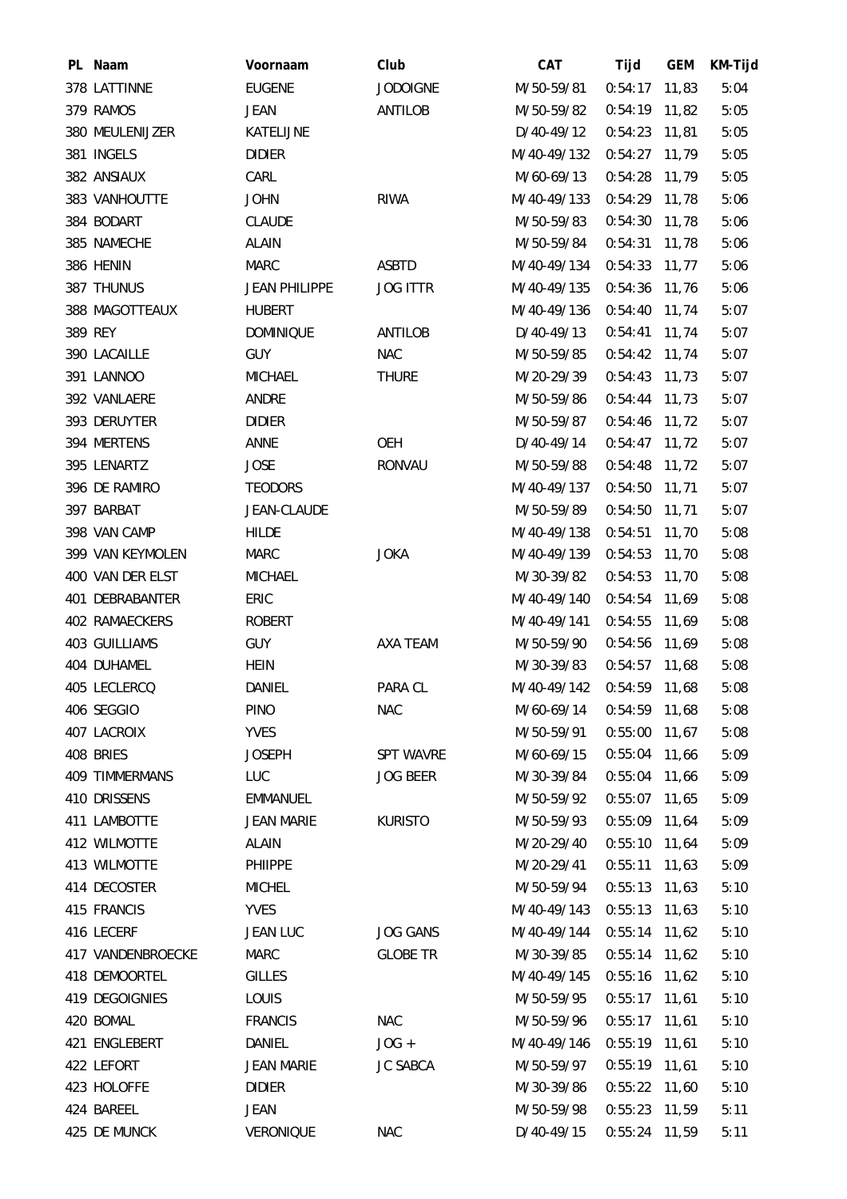| PL | Naam | Voornaam | Club | CAT | Tijd | GEM | KM-Tijd |
|---|---|---|---|---|---|---|---|
| 378 | LATTINNE | EUGENE | JODOIGNE | M/50-59/81 | 0:54:17 | 11,83 | 5:04 |
| 379 | RAMOS | JEAN | ANTILOB | M/50-59/82 | 0:54:19 | 11,82 | 5:05 |
| 380 | MEULENIJZER | KATELIJNE | | D/40-49/12 | 0:54:23 | 11,81 | 5:05 |
| 381 | INGELS | DIDIER | | M/40-49/132 | 0:54:27 | 11,79 | 5:05 |
| 382 | ANSIAUX | CARL | | M/60-69/13 | 0:54:28 | 11,79 | 5:05 |
| 383 | VANHOUTTE | JOHN | RIWA | M/40-49/133 | 0:54:29 | 11,78 | 5:06 |
| 384 | BODART | CLAUDE | | M/50-59/83 | 0:54:30 | 11,78 | 5:06 |
| 385 | NAMECHE | ALAIN | | M/50-59/84 | 0:54:31 | 11,78 | 5:06 |
| 386 | HENIN | MARC | ASBTD | M/40-49/134 | 0:54:33 | 11,77 | 5:06 |
| 387 | THUNUS | JEAN PHILIPPE | JOG ITTR | M/40-49/135 | 0:54:36 | 11,76 | 5:06 |
| 388 | MAGOTTEAUX | HUBERT | | M/40-49/136 | 0:54:40 | 11,74 | 5:07 |
| 389 | REY | DOMINIQUE | ANTILOB | D/40-49/13 | 0:54:41 | 11,74 | 5:07 |
| 390 | LACAILLE | GUY | NAC | M/50-59/85 | 0:54:42 | 11,74 | 5:07 |
| 391 | LANNOO | MICHAEL | THURE | M/20-29/39 | 0:54:43 | 11,73 | 5:07 |
| 392 | VANLAERE | ANDRE | | M/50-59/86 | 0:54:44 | 11,73 | 5:07 |
| 393 | DERUYTER | DIDIER | | M/50-59/87 | 0:54:46 | 11,72 | 5:07 |
| 394 | MERTENS | ANNE | OEH | D/40-49/14 | 0:54:47 | 11,72 | 5:07 |
| 395 | LENARTZ | JOSE | RONVAU | M/50-59/88 | 0:54:48 | 11,72 | 5:07 |
| 396 | DE RAMIRO | TEODORS | | M/40-49/137 | 0:54:50 | 11,71 | 5:07 |
| 397 | BARBAT | JEAN-CLAUDE | | M/50-59/89 | 0:54:50 | 11,71 | 5:07 |
| 398 | VAN CAMP | HILDE | | M/40-49/138 | 0:54:51 | 11,70 | 5:08 |
| 399 | VAN KEYMOLEN | MARC | JOKA | M/40-49/139 | 0:54:53 | 11,70 | 5:08 |
| 400 | VAN DER ELST | MICHAEL | | M/30-39/82 | 0:54:53 | 11,70 | 5:08 |
| 401 | DEBRABANTER | ERIC | | M/40-49/140 | 0:54:54 | 11,69 | 5:08 |
| 402 | RAMAECKERS | ROBERT | | M/40-49/141 | 0:54:55 | 11,69 | 5:08 |
| 403 | GUILLIAMS | GUY | AXA TEAM | M/50-59/90 | 0:54:56 | 11,69 | 5:08 |
| 404 | DUHAMEL | HEIN | | M/30-39/83 | 0:54:57 | 11,68 | 5:08 |
| 405 | LECLERCQ | DANIEL | PARA CL | M/40-49/142 | 0:54:59 | 11,68 | 5:08 |
| 406 | SEGGIO | PINO | NAC | M/60-69/14 | 0:54:59 | 11,68 | 5:08 |
| 407 | LACROIX | YVES | | M/50-59/91 | 0:55:00 | 11,67 | 5:08 |
| 408 | BRIES | JOSEPH | SPT WAVRE | M/60-69/15 | 0:55:04 | 11,66 | 5:09 |
| 409 | TIMMERMANS | LUC | JOG BEER | M/30-39/84 | 0:55:04 | 11,66 | 5:09 |
| 410 | DRISSENS | EMMANUEL | | M/50-59/92 | 0:55:07 | 11,65 | 5:09 |
| 411 | LAMBOTTE | JEAN MARIE | KURISTO | M/50-59/93 | 0:55:09 | 11,64 | 5:09 |
| 412 | WILMOTTE | ALAIN | | M/20-29/40 | 0:55:10 | 11,64 | 5:09 |
| 413 | WILMOTTE | PHIIPPE | | M/20-29/41 | 0:55:11 | 11,63 | 5:09 |
| 414 | DECOSTER | MICHEL | | M/50-59/94 | 0:55:13 | 11,63 | 5:10 |
| 415 | FRANCIS | YVES | | M/40-49/143 | 0:55:13 | 11,63 | 5:10 |
| 416 | LECERF | JEAN LUC | JOG GANS | M/40-49/144 | 0:55:14 | 11,62 | 5:10 |
| 417 | VANDENBROECKE | MARC | GLOBE TR | M/30-39/85 | 0:55:14 | 11,62 | 5:10 |
| 418 | DEMOORTEL | GILLES | | M/40-49/145 | 0:55:16 | 11,62 | 5:10 |
| 419 | DEGOIGNIES | LOUIS | | M/50-59/95 | 0:55:17 | 11,61 | 5:10 |
| 420 | BOMAL | FRANCIS | NAC | M/50-59/96 | 0:55:17 | 11,61 | 5:10 |
| 421 | ENGLEBERT | DANIEL | JOG + | M/40-49/146 | 0:55:19 | 11,61 | 5:10 |
| 422 | LEFORT | JEAN MARIE | JC SABCA | M/50-59/97 | 0:55:19 | 11,61 | 5:10 |
| 423 | HOLOFFE | DIDIER | | M/30-39/86 | 0:55:22 | 11,60 | 5:10 |
| 424 | BAREEL | JEAN | | M/50-59/98 | 0:55:23 | 11,59 | 5:11 |
| 425 | DE MUNCK | VERONIQUE | NAC | D/40-49/15 | 0:55:24 | 11,59 | 5:11 |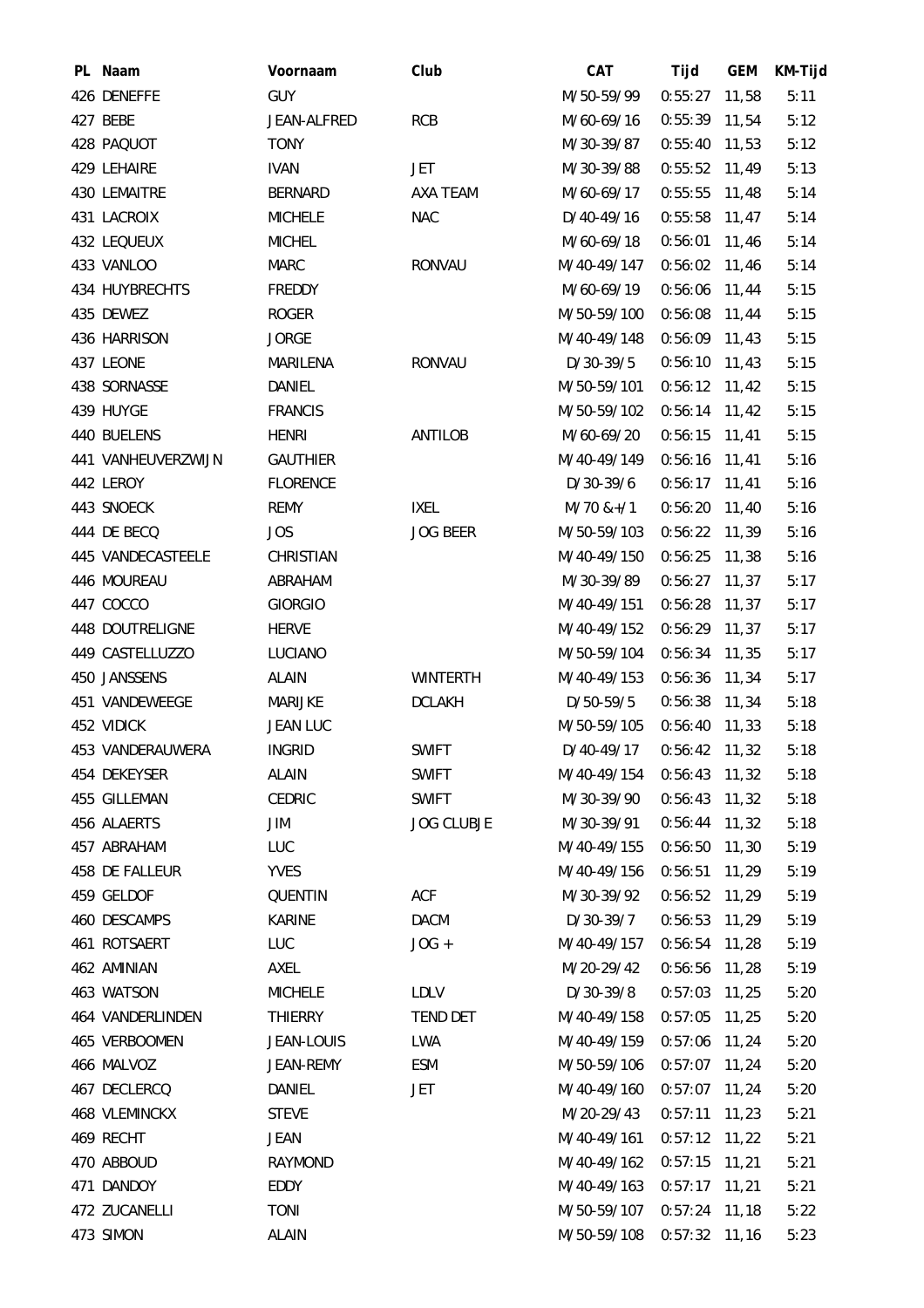| PL | Naam | Voornaam | Club | CAT | Tijd | GEM | KM-Tijd |
|---|---|---|---|---|---|---|---|
| 426 | DENEFFE | GUY | | M/50-59/99 | 0:55:27 | 11,58 | 5:11 |
| 427 | BEBE | JEAN-ALFRED | RCB | M/60-69/16 | 0:55:39 | 11,54 | 5:12 |
| 428 | PAQUOT | TONY | | M/30-39/87 | 0:55:40 | 11,53 | 5:12 |
| 429 | LEHAIRE | IVAN | JET | M/30-39/88 | 0:55:52 | 11,49 | 5:13 |
| 430 | LEMAITRE | BERNARD | AXA TEAM | M/60-69/17 | 0:55:55 | 11,48 | 5:14 |
| 431 | LACROIX | MICHELE | NAC | D/40-49/16 | 0:55:58 | 11,47 | 5:14 |
| 432 | LEQUEUX | MICHEL | | M/60-69/18 | 0:56:01 | 11,46 | 5:14 |
| 433 | VANLOO | MARC | RONVAU | M/40-49/147 | 0:56:02 | 11,46 | 5:14 |
| 434 | HUYBRECHTS | FREDDY | | M/60-69/19 | 0:56:06 | 11,44 | 5:15 |
| 435 | DEWEZ | ROGER | | M/50-59/100 | 0:56:08 | 11,44 | 5:15 |
| 436 | HARRISON | JORGE | | M/40-49/148 | 0:56:09 | 11,43 | 5:15 |
| 437 | LEONE | MARILENA | RONVAU | D/30-39/5 | 0:56:10 | 11,43 | 5:15 |
| 438 | SORNASSE | DANIEL | | M/50-59/101 | 0:56:12 | 11,42 | 5:15 |
| 439 | HUYGE | FRANCIS | | M/50-59/102 | 0:56:14 | 11,42 | 5:15 |
| 440 | BUELENS | HENRI | ANTILOB | M/60-69/20 | 0:56:15 | 11,41 | 5:15 |
| 441 | VANHEUVERZWIJN | GAUTHIER | | M/40-49/149 | 0:56:16 | 11,41 | 5:16 |
| 442 | LEROY | FLORENCE | | D/30-39/6 | 0:56:17 | 11,41 | 5:16 |
| 443 | SNOECK | REMY | IXEL | M/70 &+/1 | 0:56:20 | 11,40 | 5:16 |
| 444 | DE BECQ | JOS | JOG BEER | M/50-59/103 | 0:56:22 | 11,39 | 5:16 |
| 445 | VANDECASTEELE | CHRISTIAN | | M/40-49/150 | 0:56:25 | 11,38 | 5:16 |
| 446 | MOUREAU | ABRAHAM | | M/30-39/89 | 0:56:27 | 11,37 | 5:17 |
| 447 | COCCO | GIORGIO | | M/40-49/151 | 0:56:28 | 11,37 | 5:17 |
| 448 | DOUTRELIGNE | HERVE | | M/40-49/152 | 0:56:29 | 11,37 | 5:17 |
| 449 | CASTELLUZZO | LUCIANO | | M/50-59/104 | 0:56:34 | 11,35 | 5:17 |
| 450 | JANSSENS | ALAIN | WINTERTH | M/40-49/153 | 0:56:36 | 11,34 | 5:17 |
| 451 | VANDEWEEGE | MARIJKE | DCLAKH | D/50-59/5 | 0:56:38 | 11,34 | 5:18 |
| 452 | VIDICK | JEAN LUC | | M/50-59/105 | 0:56:40 | 11,33 | 5:18 |
| 453 | VANDERAUWERA | INGRID | SWIFT | D/40-49/17 | 0:56:42 | 11,32 | 5:18 |
| 454 | DEKEYSER | ALAIN | SWIFT | M/40-49/154 | 0:56:43 | 11,32 | 5:18 |
| 455 | GILLEMAN | CEDRIC | SWIFT | M/30-39/90 | 0:56:43 | 11,32 | 5:18 |
| 456 | ALAERTS | JIM | JOG CLUBJE | M/30-39/91 | 0:56:44 | 11,32 | 5:18 |
| 457 | ABRAHAM | LUC | | M/40-49/155 | 0:56:50 | 11,30 | 5:19 |
| 458 | DE FALLEUR | YVES | | M/40-49/156 | 0:56:51 | 11,29 | 5:19 |
| 459 | GELDOF | QUENTIN | ACF | M/30-39/92 | 0:56:52 | 11,29 | 5:19 |
| 460 | DESCAMPS | KARINE | DACM | D/30-39/7 | 0:56:53 | 11,29 | 5:19 |
| 461 | ROTSAERT | LUC | JOG + | M/40-49/157 | 0:56:54 | 11,28 | 5:19 |
| 462 | AMINIAN | AXEL | | M/20-29/42 | 0:56:56 | 11,28 | 5:19 |
| 463 | WATSON | MICHELE | LDLV | D/30-39/8 | 0:57:03 | 11,25 | 5:20 |
| 464 | VANDERLINDEN | THIERRY | TEND DET | M/40-49/158 | 0:57:05 | 11,25 | 5:20 |
| 465 | VERBOOMEN | JEAN-LOUIS | LWA | M/40-49/159 | 0:57:06 | 11,24 | 5:20 |
| 466 | MALVOZ | JEAN-REMY | ESM | M/50-59/106 | 0:57:07 | 11,24 | 5:20 |
| 467 | DECLERCQ | DANIEL | JET | M/40-49/160 | 0:57:07 | 11,24 | 5:20 |
| 468 | VLEMINCKX | STEVE | | M/20-29/43 | 0:57:11 | 11,23 | 5:21 |
| 469 | RECHT | JEAN | | M/40-49/161 | 0:57:12 | 11,22 | 5:21 |
| 470 | ABBOUD | RAYMOND | | M/40-49/162 | 0:57:15 | 11,21 | 5:21 |
| 471 | DANDOY | EDDY | | M/40-49/163 | 0:57:17 | 11,21 | 5:21 |
| 472 | ZUCANELLI | TONI | | M/50-59/107 | 0:57:24 | 11,18 | 5:22 |
| 473 | SIMON | ALAIN | | M/50-59/108 | 0:57:32 | 11,16 | 5:23 |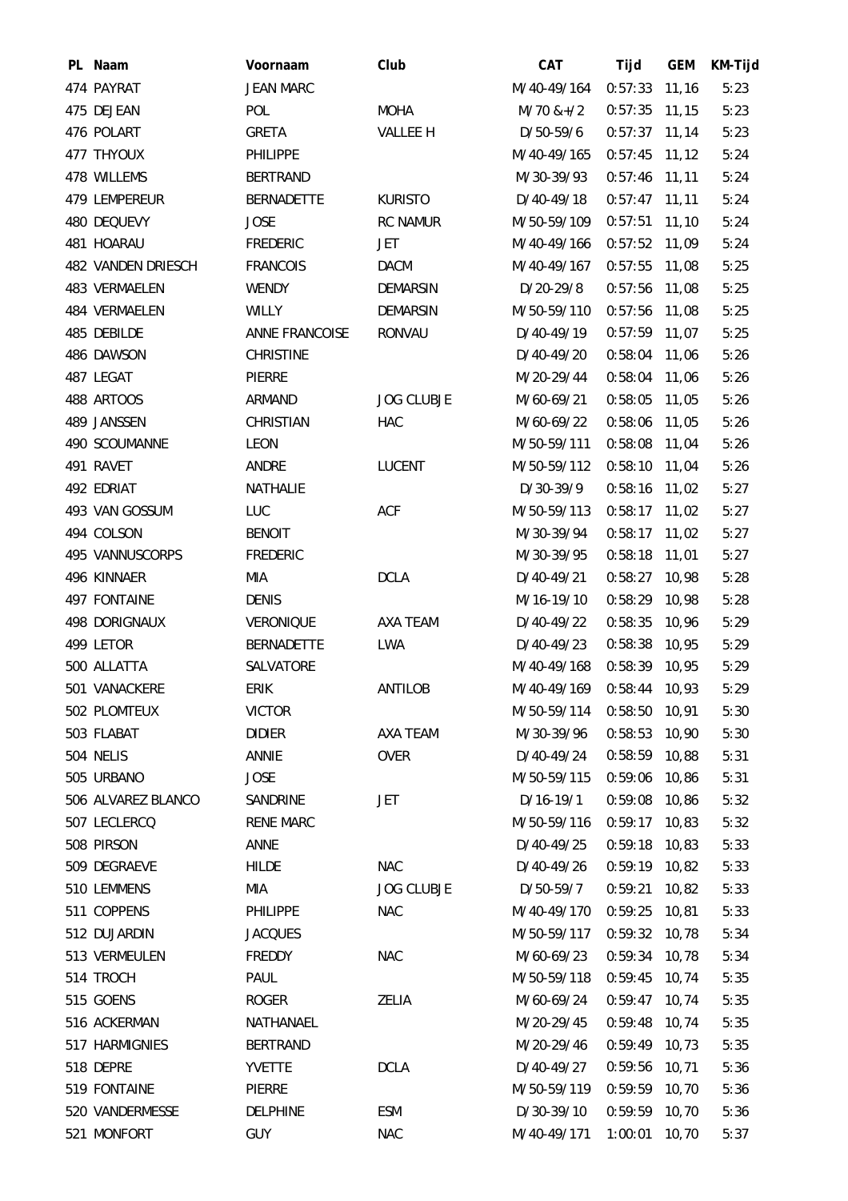| PL | Naam | Voornaam | Club | CAT | Tijd | GEM | KM-Tijd |
|---|---|---|---|---|---|---|---|
| 474 | PAYRAT | JEAN MARC | | M/40-49/164 | 0:57:33 | 11,16 | 5:23 |
| 475 | DEJEAN | POL | MOHA | M/70 &+/2 | 0:57:35 | 11,15 | 5:23 |
| 476 | POLART | GRETA | VALLEE H | D/50-59/6 | 0:57:37 | 11,14 | 5:23 |
| 477 | THYOUX | PHILIPPE | | M/40-49/165 | 0:57:45 | 11,12 | 5:24 |
| 478 | WILLEMS | BERTRAND | | M/30-39/93 | 0:57:46 | 11,11 | 5:24 |
| 479 | LEMPEREUR | BERNADETTE | KURISTO | D/40-49/18 | 0:57:47 | 11,11 | 5:24 |
| 480 | DEQUEVY | JOSE | RC NAMUR | M/50-59/109 | 0:57:51 | 11,10 | 5:24 |
| 481 | HOARAU | FREDERIC | JET | M/40-49/166 | 0:57:52 | 11,09 | 5:24 |
| 482 | VANDEN DRIESCH | FRANCOIS | DACM | M/40-49/167 | 0:57:55 | 11,08 | 5:25 |
| 483 | VERMAELEN | WENDY | DEMARSIN | D/20-29/8 | 0:57:56 | 11,08 | 5:25 |
| 484 | VERMAELEN | WILLY | DEMARSIN | M/50-59/110 | 0:57:56 | 11,08 | 5:25 |
| 485 | DEBILDE | ANNE FRANCOISE | RONVAU | D/40-49/19 | 0:57:59 | 11,07 | 5:25 |
| 486 | DAWSON | CHRISTINE | | D/40-49/20 | 0:58:04 | 11,06 | 5:26 |
| 487 | LEGAT | PIERRE | | M/20-29/44 | 0:58:04 | 11,06 | 5:26 |
| 488 | ARTOOS | ARMAND | JOG CLUBJE | M/60-69/21 | 0:58:05 | 11,05 | 5:26 |
| 489 | JANSSEN | CHRISTIAN | HAC | M/60-69/22 | 0:58:06 | 11,05 | 5:26 |
| 490 | SCOUMANNE | LEON | | M/50-59/111 | 0:58:08 | 11,04 | 5:26 |
| 491 | RAVET | ANDRE | LUCENT | M/50-59/112 | 0:58:10 | 11,04 | 5:26 |
| 492 | EDRIAT | NATHALIE | | D/30-39/9 | 0:58:16 | 11,02 | 5:27 |
| 493 | VAN GOSSUM | LUC | ACF | M/50-59/113 | 0:58:17 | 11,02 | 5:27 |
| 494 | COLSON | BENOIT | | M/30-39/94 | 0:58:17 | 11,02 | 5:27 |
| 495 | VANNUSCORPS | FREDERIC | | M/30-39/95 | 0:58:18 | 11,01 | 5:27 |
| 496 | KINNAER | MIA | DCLA | D/40-49/21 | 0:58:27 | 10,98 | 5:28 |
| 497 | FONTAINE | DENIS | | M/16-19/10 | 0:58:29 | 10,98 | 5:28 |
| 498 | DORIGNAUX | VERONIQUE | AXA TEAM | D/40-49/22 | 0:58:35 | 10,96 | 5:29 |
| 499 | LETOR | BERNADETTE | LWA | D/40-49/23 | 0:58:38 | 10,95 | 5:29 |
| 500 | ALLATTA | SALVATORE | | M/40-49/168 | 0:58:39 | 10,95 | 5:29 |
| 501 | VANACKERE | ERIK | ANTILOB | M/40-49/169 | 0:58:44 | 10,93 | 5:29 |
| 502 | PLOMTEUX | VICTOR | | M/50-59/114 | 0:58:50 | 10,91 | 5:30 |
| 503 | FLABAT | DIDIER | AXA TEAM | M/30-39/96 | 0:58:53 | 10,90 | 5:30 |
| 504 | NELIS | ANNIE | OVER | D/40-49/24 | 0:58:59 | 10,88 | 5:31 |
| 505 | URBANO | JOSE | | M/50-59/115 | 0:59:06 | 10,86 | 5:31 |
| 506 | ALVAREZ BLANCO | SANDRINE | JET | D/16-19/1 | 0:59:08 | 10,86 | 5:32 |
| 507 | LECLERCQ | RENE MARC | | M/50-59/116 | 0:59:17 | 10,83 | 5:32 |
| 508 | PIRSON | ANNE | | D/40-49/25 | 0:59:18 | 10,83 | 5:33 |
| 509 | DEGRAEVE | HILDE | NAC | D/40-49/26 | 0:59:19 | 10,82 | 5:33 |
| 510 | LEMMENS | MIA | JOG CLUBJE | D/50-59/7 | 0:59:21 | 10,82 | 5:33 |
| 511 | COPPENS | PHILIPPE | NAC | M/40-49/170 | 0:59:25 | 10,81 | 5:33 |
| 512 | DUJARDIN | JACQUES | | M/50-59/117 | 0:59:32 | 10,78 | 5:34 |
| 513 | VERMEULEN | FREDDY | NAC | M/60-69/23 | 0:59:34 | 10,78 | 5:34 |
| 514 | TROCH | PAUL | | M/50-59/118 | 0:59:45 | 10,74 | 5:35 |
| 515 | GOENS | ROGER | ZELIA | M/60-69/24 | 0:59:47 | 10,74 | 5:35 |
| 516 | ACKERMAN | NATHANAEL | | M/20-29/45 | 0:59:48 | 10,74 | 5:35 |
| 517 | HARMIGNIES | BERTRAND | | M/20-29/46 | 0:59:49 | 10,73 | 5:35 |
| 518 | DEPRE | YVETTE | DCLA | D/40-49/27 | 0:59:56 | 10,71 | 5:36 |
| 519 | FONTAINE | PIERRE | | M/50-59/119 | 0:59:59 | 10,70 | 5:36 |
| 520 | VANDERMESSE | DELPHINE | ESM | D/30-39/10 | 0:59:59 | 10,70 | 5:36 |
| 521 | MONFORT | GUY | NAC | M/40-49/171 | 1:00:01 | 10,70 | 5:37 |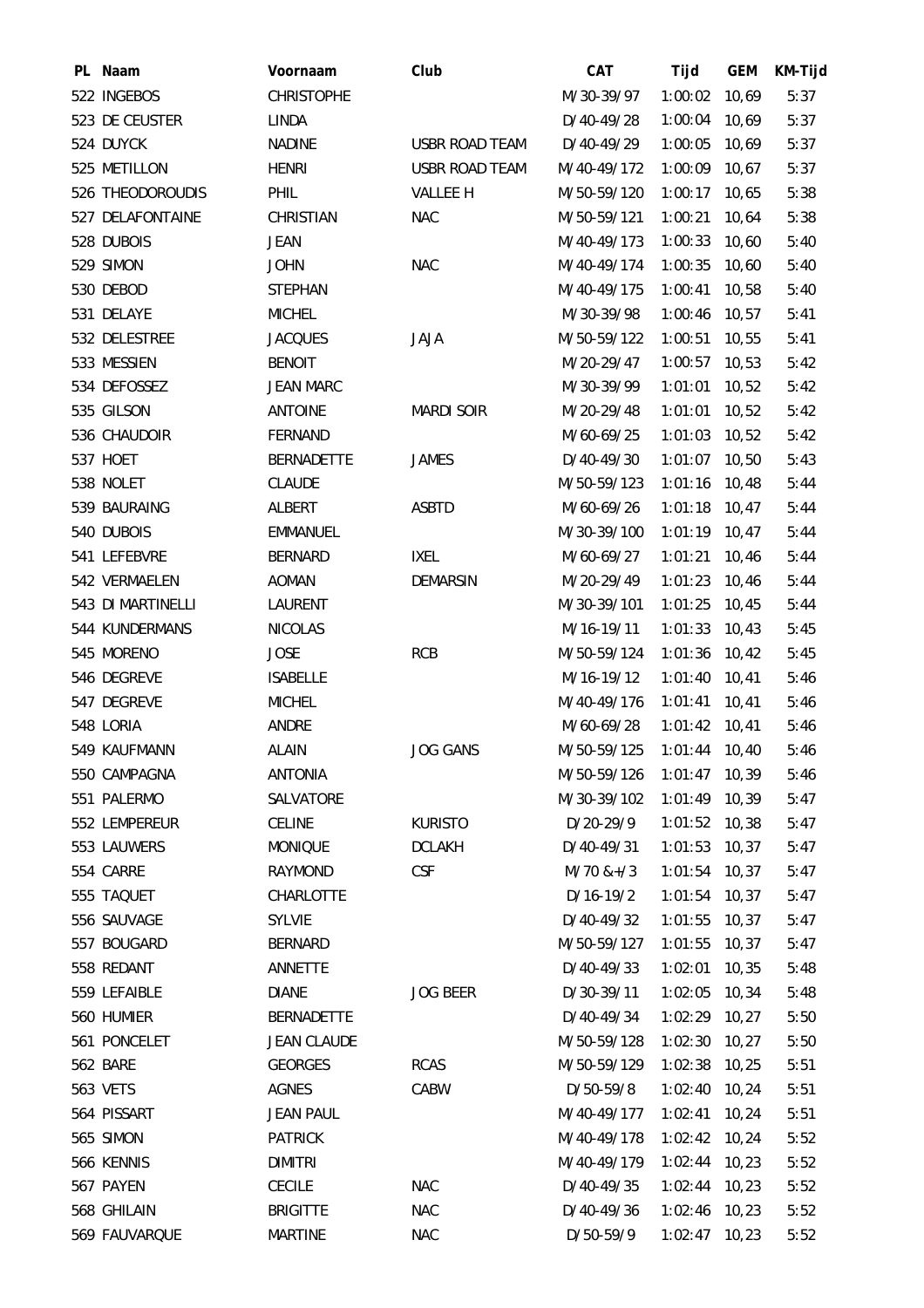| PL | Naam | Voornaam | Club | CAT | Tijd | GEM | KM-Tijd |
|---|---|---|---|---|---|---|---|
| 522 | INGEBOS | CHRISTOPHE | | M/30-39/97 | 1:00:02 | 10,69 | 5:37 |
| 523 | DE CEUSTER | LINDA | | D/40-49/28 | 1:00:04 | 10,69 | 5:37 |
| 524 | DUYCK | NADINE | USBR ROAD TEAM | D/40-49/29 | 1:00:05 | 10,69 | 5:37 |
| 525 | METILLON | HENRI | USBR ROAD TEAM | M/40-49/172 | 1:00:09 | 10,67 | 5:37 |
| 526 | THEODOROUDIS | PHIL | VALLEE H | M/50-59/120 | 1:00:17 | 10,65 | 5:38 |
| 527 | DELAFONTAINE | CHRISTIAN | NAC | M/50-59/121 | 1:00:21 | 10,64 | 5:38 |
| 528 | DUBOIS | JEAN | | M/40-49/173 | 1:00:33 | 10,60 | 5:40 |
| 529 | SIMON | JOHN | NAC | M/40-49/174 | 1:00:35 | 10,60 | 5:40 |
| 530 | DEBOD | STEPHAN | | M/40-49/175 | 1:00:41 | 10,58 | 5:40 |
| 531 | DELAYE | MICHEL | | M/30-39/98 | 1:00:46 | 10,57 | 5:41 |
| 532 | DELESTREE | JACQUES | JAJA | M/50-59/122 | 1:00:51 | 10,55 | 5:41 |
| 533 | MESSIEN | BENOIT | | M/20-29/47 | 1:00:57 | 10,53 | 5:42 |
| 534 | DEFOSSEZ | JEAN MARC | | M/30-39/99 | 1:01:01 | 10,52 | 5:42 |
| 535 | GILSON | ANTOINE | MARDI SOIR | M/20-29/48 | 1:01:01 | 10,52 | 5:42 |
| 536 | CHAUDOIR | FERNAND | | M/60-69/25 | 1:01:03 | 10,52 | 5:42 |
| 537 | HOET | BERNADETTE | JAMES | D/40-49/30 | 1:01:07 | 10,50 | 5:43 |
| 538 | NOLET | CLAUDE | | M/50-59/123 | 1:01:16 | 10,48 | 5:44 |
| 539 | BAURAING | ALBERT | ASBTD | M/60-69/26 | 1:01:18 | 10,47 | 5:44 |
| 540 | DUBOIS | EMMANUEL | | M/30-39/100 | 1:01:19 | 10,47 | 5:44 |
| 541 | LEFEBVRE | BERNARD | IXEL | M/60-69/27 | 1:01:21 | 10,46 | 5:44 |
| 542 | VERMAELEN | AOMAN | DEMARSIN | M/20-29/49 | 1:01:23 | 10,46 | 5:44 |
| 543 | DI MARTINELLI | LAURENT | | M/30-39/101 | 1:01:25 | 10,45 | 5:44 |
| 544 | KUNDERMANS | NICOLAS | | M/16-19/11 | 1:01:33 | 10,43 | 5:45 |
| 545 | MORENO | JOSE | RCB | M/50-59/124 | 1:01:36 | 10,42 | 5:45 |
| 546 | DEGREVE | ISABELLE | | M/16-19/12 | 1:01:40 | 10,41 | 5:46 |
| 547 | DEGREVE | MICHEL | | M/40-49/176 | 1:01:41 | 10,41 | 5:46 |
| 548 | LORIA | ANDRE | | M/60-69/28 | 1:01:42 | 10,41 | 5:46 |
| 549 | KAUFMANN | ALAIN | JOG GANS | M/50-59/125 | 1:01:44 | 10,40 | 5:46 |
| 550 | CAMPAGNA | ANTONIA | | M/50-59/126 | 1:01:47 | 10,39 | 5:46 |
| 551 | PALERMO | SALVATORE | | M/30-39/102 | 1:01:49 | 10,39 | 5:47 |
| 552 | LEMPEREUR | CELINE | KURISTO | D/20-29/9 | 1:01:52 | 10,38 | 5:47 |
| 553 | LAUWERS | MONIQUE | DCLAKH | D/40-49/31 | 1:01:53 | 10,37 | 5:47 |
| 554 | CARRE | RAYMOND | CSF | M/70 &+/3 | 1:01:54 | 10,37 | 5:47 |
| 555 | TAQUET | CHARLOTTE | | D/16-19/2 | 1:01:54 | 10,37 | 5:47 |
| 556 | SAUVAGE | SYLVIE | | D/40-49/32 | 1:01:55 | 10,37 | 5:47 |
| 557 | BOUGARD | BERNARD | | M/50-59/127 | 1:01:55 | 10,37 | 5:47 |
| 558 | REDANT | ANNETTE | | D/40-49/33 | 1:02:01 | 10,35 | 5:48 |
| 559 | LEFAIBLE | DIANE | JOG BEER | D/30-39/11 | 1:02:05 | 10,34 | 5:48 |
| 560 | HUMIER | BERNADETTE | | D/40-49/34 | 1:02:29 | 10,27 | 5:50 |
| 561 | PONCELET | JEAN CLAUDE | | M/50-59/128 | 1:02:30 | 10,27 | 5:50 |
| 562 | BARE | GEORGES | RCAS | M/50-59/129 | 1:02:38 | 10,25 | 5:51 |
| 563 | VETS | AGNES | CABW | D/50-59/8 | 1:02:40 | 10,24 | 5:51 |
| 564 | PISSART | JEAN PAUL | | M/40-49/177 | 1:02:41 | 10,24 | 5:51 |
| 565 | SIMON | PATRICK | | M/40-49/178 | 1:02:42 | 10,24 | 5:52 |
| 566 | KENNIS | DIMITRI | | M/40-49/179 | 1:02:44 | 10,23 | 5:52 |
| 567 | PAYEN | CECILE | NAC | D/40-49/35 | 1:02:44 | 10,23 | 5:52 |
| 568 | GHILAIN | BRIGITTE | NAC | D/40-49/36 | 1:02:46 | 10,23 | 5:52 |
| 569 | FAUVARQUE | MARTINE | NAC | D/50-59/9 | 1:02:47 | 10,23 | 5:52 |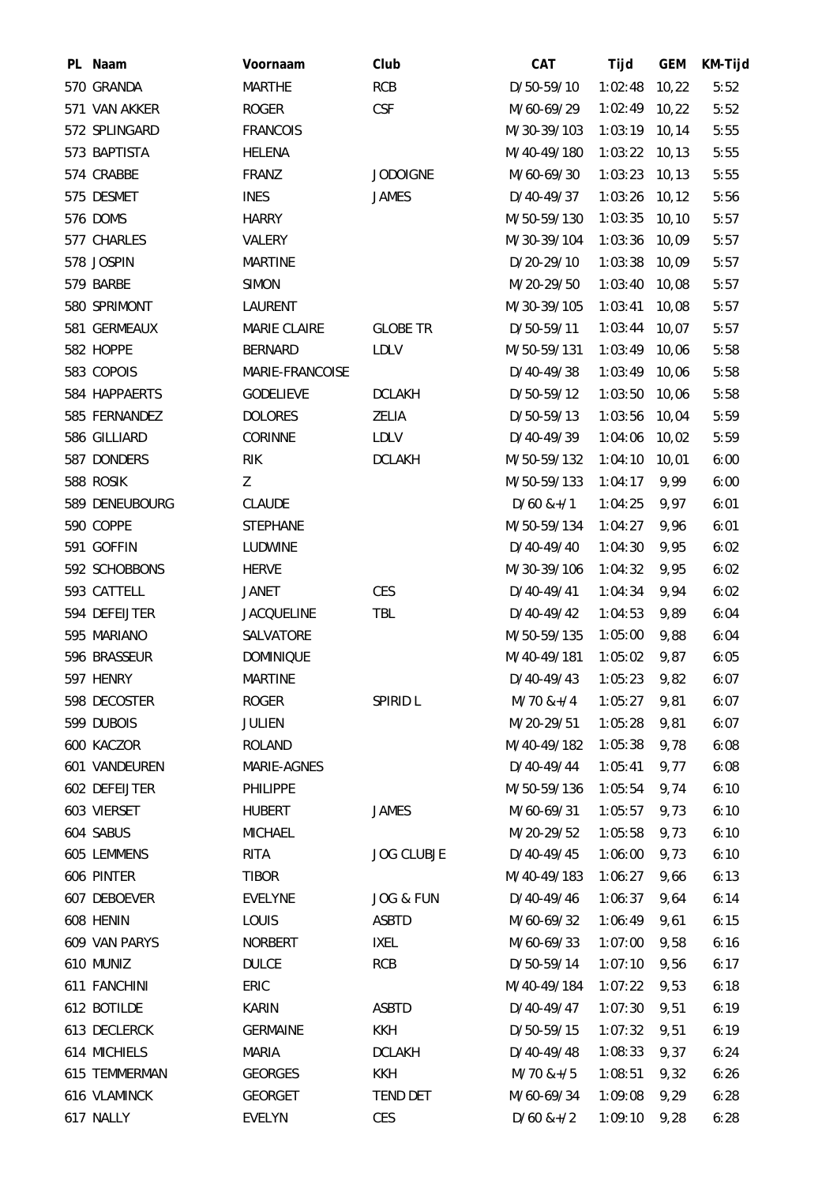| PL | Naam | Voornaam | Club | CAT | Tijd | GEM | KM-Tijd |
|---|---|---|---|---|---|---|---|
| 570 | GRANDA | MARTHE | RCB | D/50-59/10 | 1:02:48 | 10,22 | 5:52 |
| 571 | VAN AKKER | ROGER | CSF | M/60-69/29 | 1:02:49 | 10,22 | 5:52 |
| 572 | SPLINGARD | FRANCOIS | | M/30-39/103 | 1:03:19 | 10,14 | 5:55 |
| 573 | BAPTISTA | HELENA | | M/40-49/180 | 1:03:22 | 10,13 | 5:55 |
| 574 | CRABBE | FRANZ | JODOIGNE | M/60-69/30 | 1:03:23 | 10,13 | 5:55 |
| 575 | DESMET | INES | JAMES | D/40-49/37 | 1:03:26 | 10,12 | 5:56 |
| 576 | DOMS | HARRY | | M/50-59/130 | 1:03:35 | 10,10 | 5:57 |
| 577 | CHARLES | VALERY | | M/30-39/104 | 1:03:36 | 10,09 | 5:57 |
| 578 | JOSPIN | MARTINE | | D/20-29/10 | 1:03:38 | 10,09 | 5:57 |
| 579 | BARBE | SIMON | | M/20-29/50 | 1:03:40 | 10,08 | 5:57 |
| 580 | SPRIMONT | LAURENT | | M/30-39/105 | 1:03:41 | 10,08 | 5:57 |
| 581 | GERMEAUX | MARIE CLAIRE | GLOBE TR | D/50-59/11 | 1:03:44 | 10,07 | 5:57 |
| 582 | HOPPE | BERNARD | LDLV | M/50-59/131 | 1:03:49 | 10,06 | 5:58 |
| 583 | COPOIS | MARIE-FRANCOISE | | D/40-49/38 | 1:03:49 | 10,06 | 5:58 |
| 584 | HAPPAERTS | GODELIEVE | DCLAKH | D/50-59/12 | 1:03:50 | 10,06 | 5:58 |
| 585 | FERNANDEZ | DOLORES | ZELIA | D/50-59/13 | 1:03:56 | 10,04 | 5:59 |
| 586 | GILLIARD | CORINNE | LDLV | D/40-49/39 | 1:04:06 | 10,02 | 5:59 |
| 587 | DONDERS | RIK | DCLAKH | M/50-59/132 | 1:04:10 | 10,01 | 6:00 |
| 588 | ROSIK | Z | | M/50-59/133 | 1:04:17 | 9,99 | 6:00 |
| 589 | DENEUBOURG | CLAUDE | | D/60 &+/1 | 1:04:25 | 9,97 | 6:01 |
| 590 | COPPE | STEPHANE | | M/50-59/134 | 1:04:27 | 9,96 | 6:01 |
| 591 | GOFFIN | LUDWINE | | D/40-49/40 | 1:04:30 | 9,95 | 6:02 |
| 592 | SCHOBBONS | HERVE | | M/30-39/106 | 1:04:32 | 9,95 | 6:02 |
| 593 | CATTELL | JANET | CES | D/40-49/41 | 1:04:34 | 9,94 | 6:02 |
| 594 | DEFEIJTER | JACQUELINE | TBL | D/40-49/42 | 1:04:53 | 9,89 | 6:04 |
| 595 | MARIANO | SALVATORE | | M/50-59/135 | 1:05:00 | 9,88 | 6:04 |
| 596 | BRASSEUR | DOMINIQUE | | M/40-49/181 | 1:05:02 | 9,87 | 6:05 |
| 597 | HENRY | MARTINE | | D/40-49/43 | 1:05:23 | 9,82 | 6:07 |
| 598 | DECOSTER | ROGER | SPIRID L | M/70 &+/4 | 1:05:27 | 9,81 | 6:07 |
| 599 | DUBOIS | JULIEN | | M/20-29/51 | 1:05:28 | 9,81 | 6:07 |
| 600 | KACZOR | ROLAND | | M/40-49/182 | 1:05:38 | 9,78 | 6:08 |
| 601 | VANDEUREN | MARIE-AGNES | | D/40-49/44 | 1:05:41 | 9,77 | 6:08 |
| 602 | DEFEIJTER | PHILIPPE | | M/50-59/136 | 1:05:54 | 9,74 | 6:10 |
| 603 | VIERSET | HUBERT | JAMES | M/60-69/31 | 1:05:57 | 9,73 | 6:10 |
| 604 | SABUS | MICHAEL | | M/20-29/52 | 1:05:58 | 9,73 | 6:10 |
| 605 | LEMMENS | RITA | JOG CLUBJE | D/40-49/45 | 1:06:00 | 9,73 | 6:10 |
| 606 | PINTER | TIBOR | | M/40-49/183 | 1:06:27 | 9,66 | 6:13 |
| 607 | DEBOEVER | EVELYNE | JOG & FUN | D/40-49/46 | 1:06:37 | 9,64 | 6:14 |
| 608 | HENIN | LOUIS | ASBTD | M/60-69/32 | 1:06:49 | 9,61 | 6:15 |
| 609 | VAN PARYS | NORBERT | IXEL | M/60-69/33 | 1:07:00 | 9,58 | 6:16 |
| 610 | MUNIZ | DULCE | RCB | D/50-59/14 | 1:07:10 | 9,56 | 6:17 |
| 611 | FANCHINI | ERIC | | M/40-49/184 | 1:07:22 | 9,53 | 6:18 |
| 612 | BOTILDE | KARIN | ASBTD | D/40-49/47 | 1:07:30 | 9,51 | 6:19 |
| 613 | DECLERCK | GERMAINE | KKH | D/50-59/15 | 1:07:32 | 9,51 | 6:19 |
| 614 | MICHIELS | MARIA | DCLAKH | D/40-49/48 | 1:08:33 | 9,37 | 6:24 |
| 615 | TEMMERMAN | GEORGES | KKH | M/70 &+/5 | 1:08:51 | 9,32 | 6:26 |
| 616 | VLAMINCK | GEORGET | TEND DET | M/60-69/34 | 1:09:08 | 9,29 | 6:28 |
| 617 | NALLY | EVELYN | CES | D/60 &+/2 | 1:09:10 | 9,28 | 6:28 |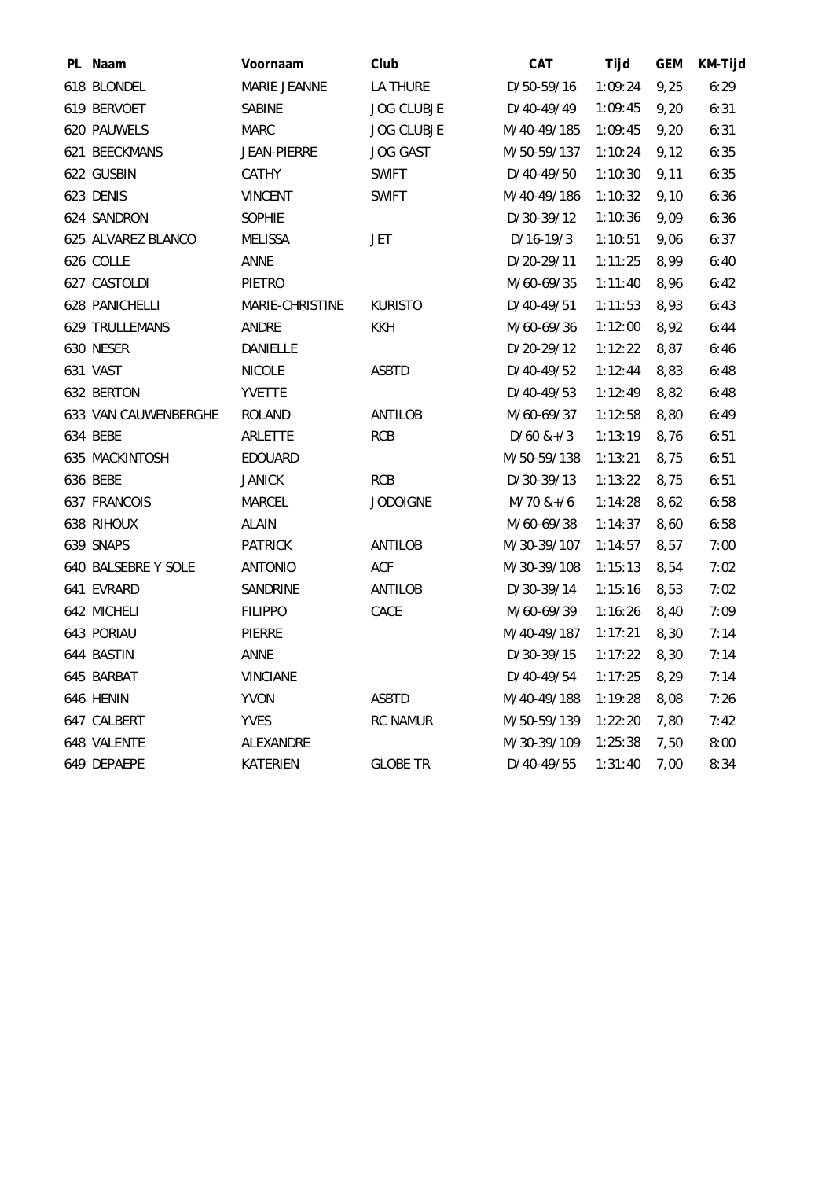| PL | Naam | Voornaam | Club | CAT | Tijd | GEM | KM-Tijd |
|---|---|---|---|---|---|---|---|
| 618 | BLONDEL | MARIE JEANNE | LA THURE | D/50-59/16 | 1:09:24 | 9,25 | 6:29 |
| 619 | BERVOET | SABINE | JOG CLUBJE | D/40-49/49 | 1:09:45 | 9,20 | 6:31 |
| 620 | PAUWELS | MARC | JOG CLUBJE | M/40-49/185 | 1:09:45 | 9,20 | 6:31 |
| 621 | BEECKMANS | JEAN-PIERRE | JOG GAST | M/50-59/137 | 1:10:24 | 9,12 | 6:35 |
| 622 | GUSBIN | CATHY | SWIFT | D/40-49/50 | 1:10:30 | 9,11 | 6:35 |
| 623 | DENIS | VINCENT | SWIFT | M/40-49/186 | 1:10:32 | 9,10 | 6:36 |
| 624 | SANDRON | SOPHIE | | D/30-39/12 | 1:10:36 | 9,09 | 6:36 |
| 625 | ALVAREZ BLANCO | MELISSA | JET | D/16-19/3 | 1:10:51 | 9,06 | 6:37 |
| 626 | COLLE | ANNE | | D/20-29/11 | 1:11:25 | 8,99 | 6:40 |
| 627 | CASTOLDI | PIETRO | | M/60-69/35 | 1:11:40 | 8,96 | 6:42 |
| 628 | PANICHELLI | MARIE-CHRISTINE | KURISTO | D/40-49/51 | 1:11:53 | 8,93 | 6:43 |
| 629 | TRULLEMANS | ANDRE | KKH | M/60-69/36 | 1:12:00 | 8,92 | 6:44 |
| 630 | NESER | DANIELLE | | D/20-29/12 | 1:12:22 | 8,87 | 6:46 |
| 631 | VAST | NICOLE | ASBTD | D/40-49/52 | 1:12:44 | 8,83 | 6:48 |
| 632 | BERTON | YVETTE | | D/40-49/53 | 1:12:49 | 8,82 | 6:48 |
| 633 | VAN CAUWENBERGHE | ROLAND | ANTILOB | M/60-69/37 | 1:12:58 | 8,80 | 6:49 |
| 634 | BEBE | ARLETTE | RCB | D/60 &+/3 | 1:13:19 | 8,76 | 6:51 |
| 635 | MACKINTOSH | EDOUARD | | M/50-59/138 | 1:13:21 | 8,75 | 6:51 |
| 636 | BEBE | JANICK | RCB | D/30-39/13 | 1:13:22 | 8,75 | 6:51 |
| 637 | FRANCOIS | MARCEL | JODOIGNE | M/70 &+/6 | 1:14:28 | 8,62 | 6:58 |
| 638 | RIHOUX | ALAIN | | M/60-69/38 | 1:14:37 | 8,60 | 6:58 |
| 639 | SNAPS | PATRICK | ANTILOB | M/30-39/107 | 1:14:57 | 8,57 | 7:00 |
| 640 | BALSEBRE Y SOLE | ANTONIO | ACF | M/30-39/108 | 1:15:13 | 8,54 | 7:02 |
| 641 | EVRARD | SANDRINE | ANTILOB | D/30-39/14 | 1:15:16 | 8,53 | 7:02 |
| 642 | MICHELI | FILIPPO | CACE | M/60-69/39 | 1:16:26 | 8,40 | 7:09 |
| 643 | PORIAU | PIERRE | | M/40-49/187 | 1:17:21 | 8,30 | 7:14 |
| 644 | BASTIN | ANNE | | D/30-39/15 | 1:17:22 | 8,30 | 7:14 |
| 645 | BARBAT | VINCIANE | | D/40-49/54 | 1:17:25 | 8,29 | 7:14 |
| 646 | HENIN | YVON | ASBTD | M/40-49/188 | 1:19:28 | 8,08 | 7:26 |
| 647 | CALBERT | YVES | RC NAMUR | M/50-59/139 | 1:22:20 | 7,80 | 7:42 |
| 648 | VALENTE | ALEXANDRE | | M/30-39/109 | 1:25:38 | 7,50 | 8:00 |
| 649 | DEPAEPE | KATERIEN | GLOBE TR | D/40-49/55 | 1:31:40 | 7,00 | 8:34 |